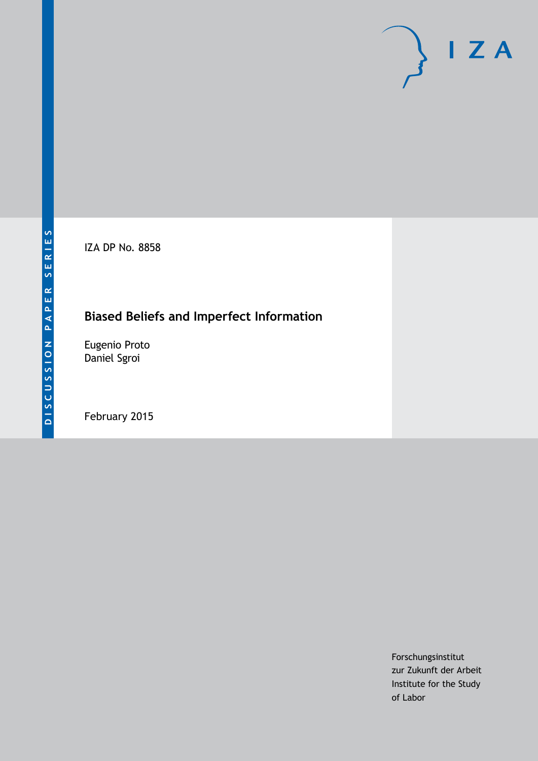DISCUSSION PAPER SERIES

IZA

IZA DP No. 8858

# Biased Beliefs and Imperfect Information

Eugenio Proto
Daniel Sgroi

February 2015

Forschungsinstitut
zur Zukunft der Arbeit
Institute for the Study
of Labor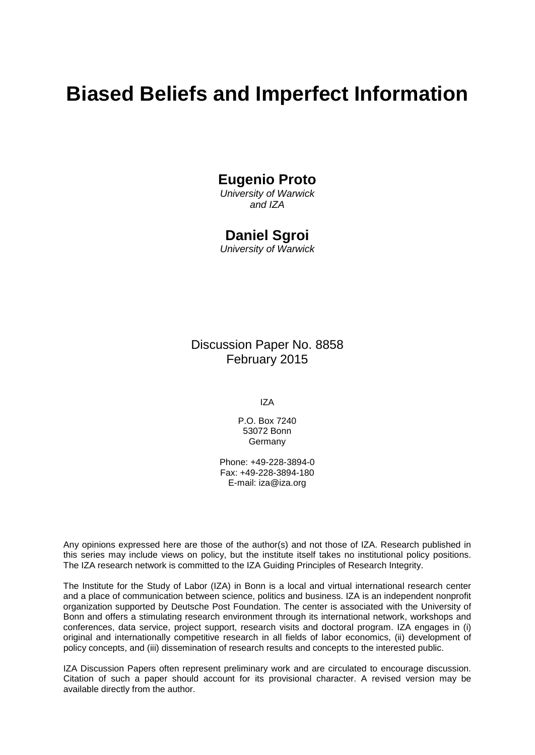# Biased Beliefs and Imperfect Information

**Eugenio Proto**
*University of Warwick and IZA*

**Daniel Sgroi**
*University of Warwick*

Discussion Paper No. 8858
February 2015

IZA

P.O. Box 7240
53072 Bonn
Germany

Phone: +49-228-3894-0
Fax: +49-228-3894-180
E-mail: iza@iza.org

Any opinions expressed here are those of the author(s) and not those of IZA. Research published in this series may include views on policy, but the institute itself takes no institutional policy positions. The IZA research network is committed to the IZA Guiding Principles of Research Integrity.

The Institute for the Study of Labor (IZA) in Bonn is a local and virtual international research center and a place of communication between science, politics and business. IZA is an independent nonprofit organization supported by Deutsche Post Foundation. The center is associated with the University of Bonn and offers a stimulating research environment through its international network, workshops and conferences, data service, project support, research visits and doctoral program. IZA engages in (i) original and internationally competitive research in all fields of labor economics, (ii) development of policy concepts, and (iii) dissemination of research results and concepts to the interested public.

IZA Discussion Papers often represent preliminary work and are circulated to encourage discussion. Citation of such a paper should account for its provisional character. A revised version may be available directly from the author.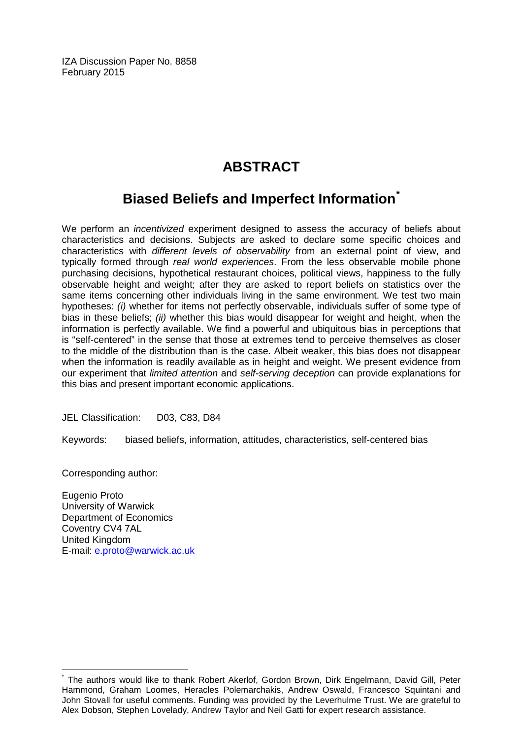IZA Discussion Paper No. 8858
February 2015

# ABSTRACT

## Biased Beliefs and Imperfect Information[*]

We perform an *incentivized* experiment designed to assess the accuracy of beliefs about characteristics and decisions. Subjects are asked to declare some specific choices and characteristics with *different levels of observability* from an external point of view, and typically formed through *real world experiences*. From the less observable mobile phone purchasing decisions, hypothetical restaurant choices, political views, happiness to the fully observable height and weight; after they are asked to report beliefs on statistics over the same items concerning other individuals living in the same environment. We test two main hypotheses: *(i)* whether for items not perfectly observable, individuals suffer of some type of bias in these beliefs; *(ii)* whether this bias would disappear for weight and height, when the information is perfectly available. We find a powerful and ubiquitous bias in perceptions that is "self-centered" in the sense that those at extremes tend to perceive themselves as closer to the middle of the distribution than is the case. Albeit weaker, this bias does not disappear when the information is readily available as in height and weight. We present evidence from our experiment that *limited attention* and *self-serving deception* can provide explanations for this bias and present important economic applications.

JEL Classification: D03, C83, D84

Keywords: biased beliefs, information, attitudes, characteristics, self-centered bias

Corresponding author:

Eugenio Proto
University of Warwick
Department of Economics
Coventry CV4 7AL
United Kingdom
E-mail: e.proto@warwick.ac.uk

[*] The authors would like to thank Robert Akerlof, Gordon Brown, Dirk Engelmann, David Gill, Peter Hammond, Graham Loomes, Heracles Polemarchakis, Andrew Oswald, Francesco Squintani and John Stovall for useful comments. Funding was provided by the Leverhulme Trust. We are grateful to Alex Dobson, Stephen Lovelady, Andrew Taylor and Neil Gatti for expert research assistance.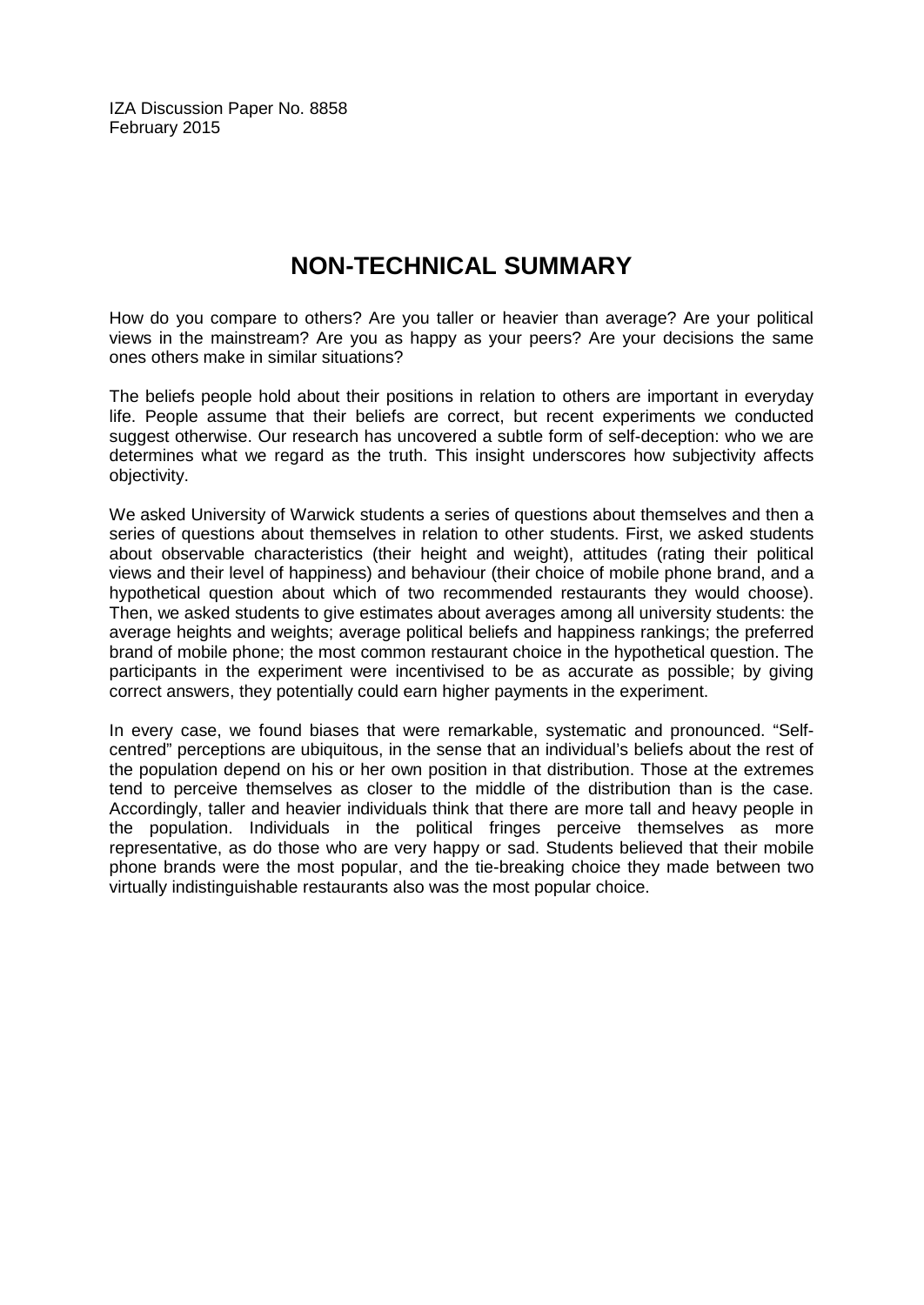IZA Discussion Paper No. 8858
February 2015

# NON-TECHNICAL SUMMARY

How do you compare to others? Are you taller or heavier than average? Are your political views in the mainstream? Are you as happy as your peers? Are your decisions the same ones others make in similar situations?

The beliefs people hold about their positions in relation to others are important in everyday life. People assume that their beliefs are correct, but recent experiments we conducted suggest otherwise. Our research has uncovered a subtle form of self-deception: who we are determines what we regard as the truth. This insight underscores how subjectivity affects objectivity.

We asked University of Warwick students a series of questions about themselves and then a series of questions about themselves in relation to other students. First, we asked students about observable characteristics (their height and weight), attitudes (rating their political views and their level of happiness) and behaviour (their choice of mobile phone brand, and a hypothetical question about which of two recommended restaurants they would choose). Then, we asked students to give estimates about averages among all university students: the average heights and weights; average political beliefs and happiness rankings; the preferred brand of mobile phone; the most common restaurant choice in the hypothetical question. The participants in the experiment were incentivised to be as accurate as possible; by giving correct answers, they potentially could earn higher payments in the experiment.

In every case, we found biases that were remarkable, systematic and pronounced. "Self-centred" perceptions are ubiquitous, in the sense that an individual's beliefs about the rest of the population depend on his or her own position in that distribution. Those at the extremes tend to perceive themselves as closer to the middle of the distribution than is the case. Accordingly, taller and heavier individuals think that there are more tall and heavy people in the population. Individuals in the political fringes perceive themselves as more representative, as do those who are very happy or sad. Students believed that their mobile phone brands were the most popular, and the tie-breaking choice they made between two virtually indistinguishable restaurants also was the most popular choice.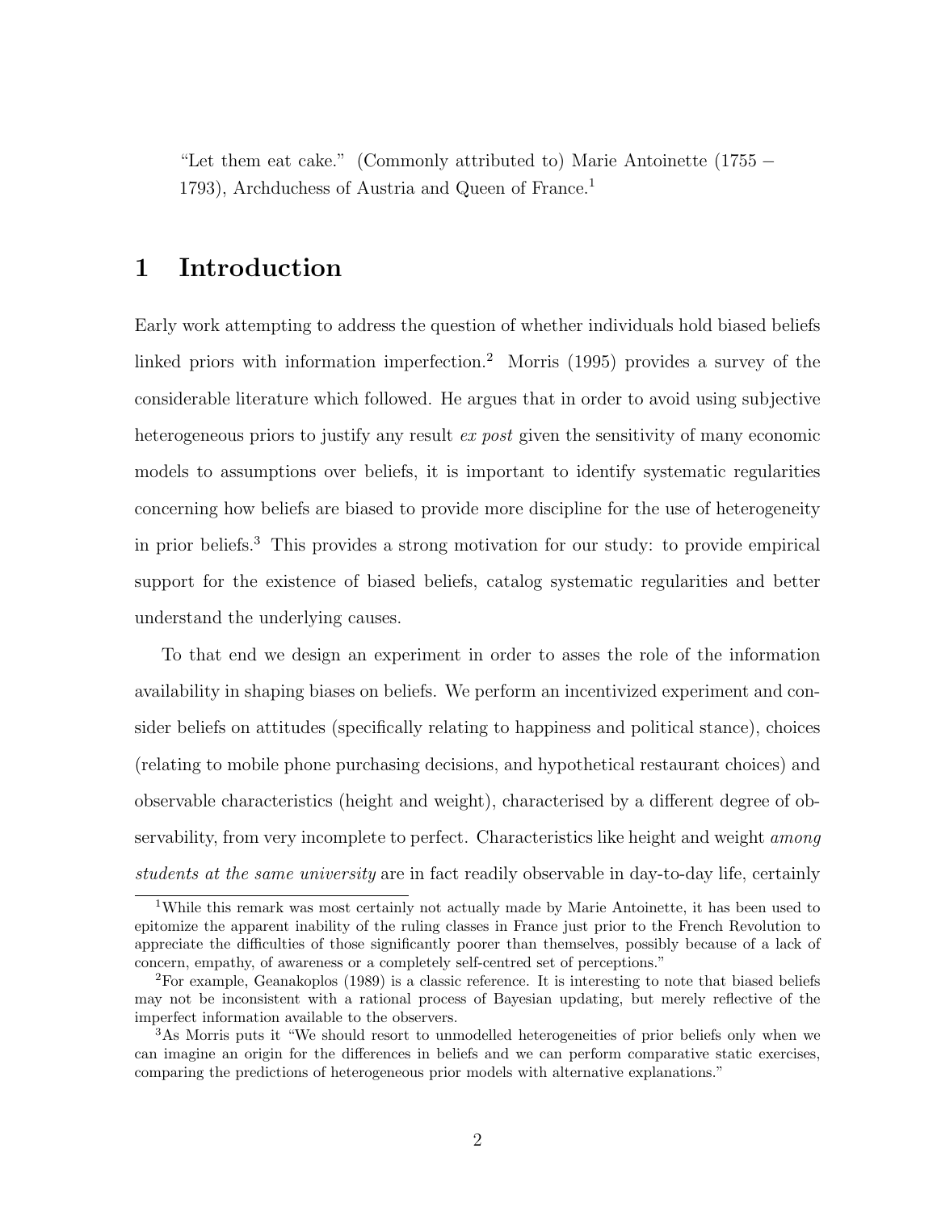"Let them eat cake." (Commonly attributed to) Marie Antoinette (1755 – 1793), Archduchess of Austria and Queen of France.[1]

# 1 Introduction

Early work attempting to address the question of whether individuals hold biased beliefs linked priors with information imperfection.[2] Morris (1995) provides a survey of the considerable literature which followed. He argues that in order to avoid using subjective heterogeneous priors to justify any result *ex post* given the sensitivity of many economic models to assumptions over beliefs, it is important to identify systematic regularities concerning how beliefs are biased to provide more discipline for the use of heterogeneity in prior beliefs.[3] This provides a strong motivation for our study: to provide empirical support for the existence of biased beliefs, catalog systematic regularities and better understand the underlying causes.

To that end we design an experiment in order to asses the role of the information availability in shaping biases on beliefs. We perform an incentivized experiment and consider beliefs on attitudes (specifically relating to happiness and political stance), choices (relating to mobile phone purchasing decisions, and hypothetical restaurant choices) and observable characteristics (height and weight), characterised by a different degree of observability, from very incomplete to perfect. Characteristics like height and weight *among students at the same university* are in fact readily observable in day-to-day life, certainly

[1] While this remark was most certainly not actually made by Marie Antoinette, it has been used to epitomize the apparent inability of the ruling classes in France just prior to the French Revolution to appreciate the difficulties of those significantly poorer than themselves, possibly because of a lack of concern, empathy, of awareness or a completely self-centred set of perceptions."

[2] For example, Geanakoplos (1989) is a classic reference. It is interesting to note that biased beliefs may not be inconsistent with a rational process of Bayesian updating, but merely reflective of the imperfect information available to the observers.

[3] As Morris puts it "We should resort to unmodelled heterogeneities of prior beliefs only when we can imagine an origin for the differences in beliefs and we can perform comparative static exercises, comparing the predictions of heterogeneous prior models with alternative explanations."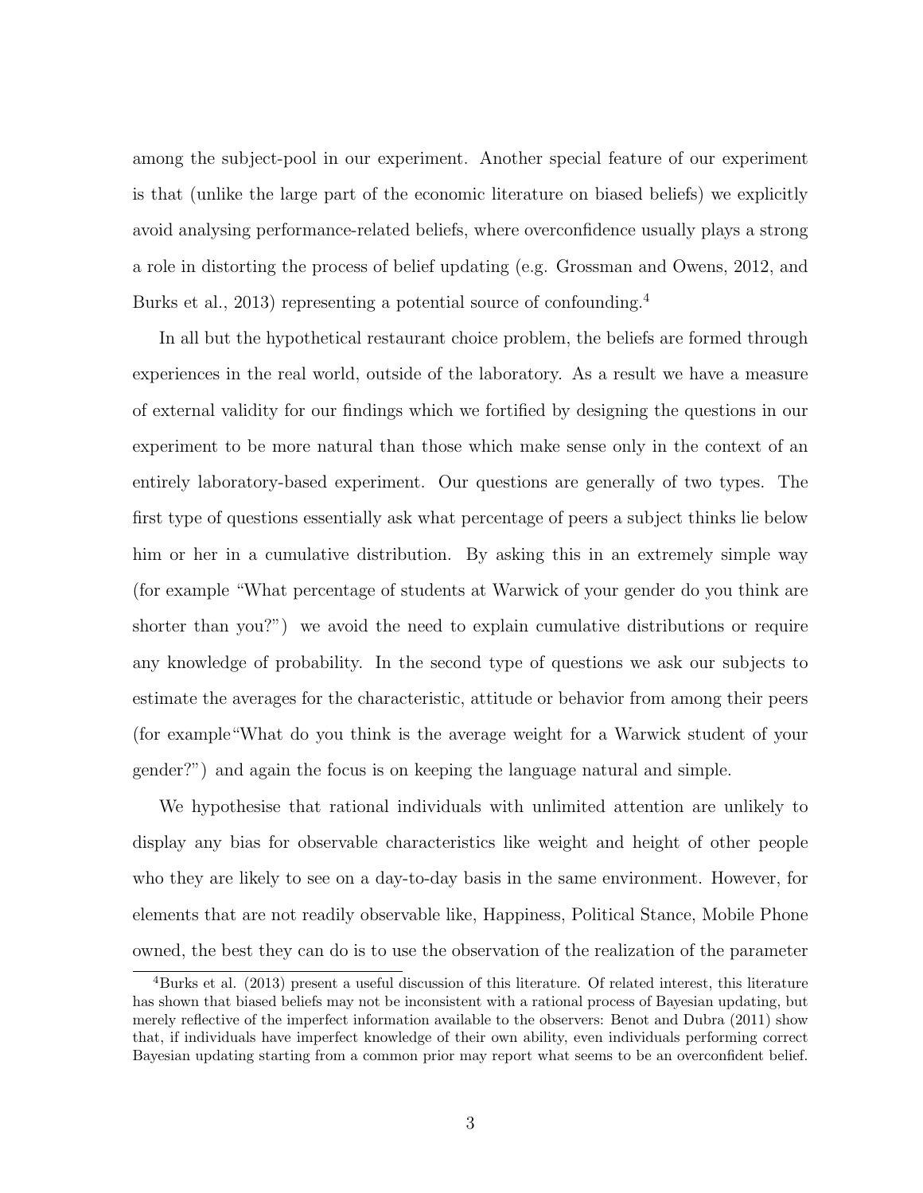among the subject-pool in our experiment. Another special feature of our experiment is that (unlike the large part of the economic literature on biased beliefs) we explicitly avoid analysing performance-related beliefs, where overconfidence usually plays a strong a role in distorting the process of belief updating (e.g. Grossman and Owens, 2012, and Burks et al., 2013) representing a potential source of confounding.[4]

In all but the hypothetical restaurant choice problem, the beliefs are formed through experiences in the real world, outside of the laboratory. As a result we have a measure of external validity for our findings which we fortified by designing the questions in our experiment to be more natural than those which make sense only in the context of an entirely laboratory-based experiment. Our questions are generally of two types. The first type of questions essentially ask what percentage of peers a subject thinks lie below him or her in a cumulative distribution. By asking this in an extremely simple way (for example "What percentage of students at Warwick of your gender do you think are shorter than you?") we avoid the need to explain cumulative distributions or require any knowledge of probability. In the second type of questions we ask our subjects to estimate the averages for the characteristic, attitude or behavior from among their peers (for example"What do you think is the average weight for a Warwick student of your gender?") and again the focus is on keeping the language natural and simple.

We hypothesise that rational individuals with unlimited attention are unlikely to display any bias for observable characteristics like weight and height of other people who they are likely to see on a day-to-day basis in the same environment. However, for elements that are not readily observable like, Happiness, Political Stance, Mobile Phone owned, the best they can do is to use the observation of the realization of the parameter

[4]Burks et al. (2013) present a useful discussion of this literature. Of related interest, this literature has shown that biased beliefs may not be inconsistent with a rational process of Bayesian updating, but merely reflective of the imperfect information available to the observers: Benot and Dubra (2011) show that, if individuals have imperfect knowledge of their own ability, even individuals performing correct Bayesian updating starting from a common prior may report what seems to be an overconfident belief.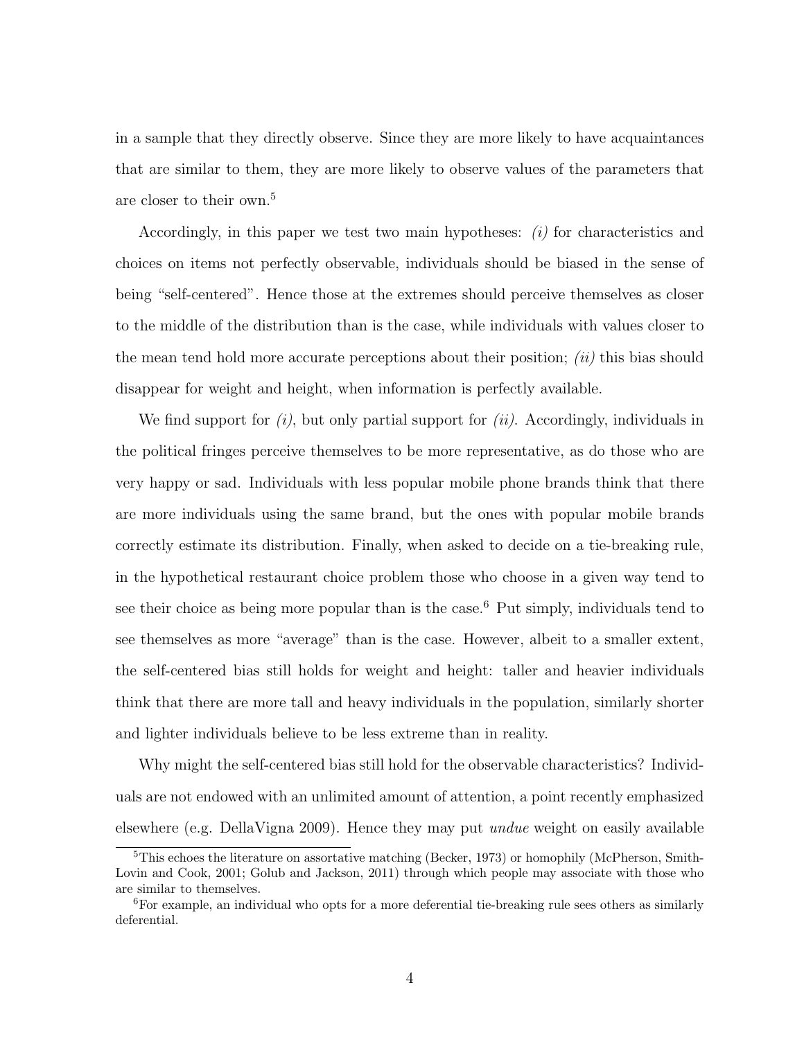in a sample that they directly observe. Since they are more likely to have acquaintances that are similar to them, they are more likely to observe values of the parameters that are closer to their own.[5]

Accordingly, in this paper we test two main hypotheses: *(i)* for characteristics and choices on items not perfectly observable, individuals should be biased in the sense of being "self-centered". Hence those at the extremes should perceive themselves as closer to the middle of the distribution than is the case, while individuals with values closer to the mean tend hold more accurate perceptions about their position; *(ii)* this bias should disappear for weight and height, when information is perfectly available.

We find support for *(i)*, but only partial support for *(ii)*. Accordingly, individuals in the political fringes perceive themselves to be more representative, as do those who are very happy or sad. Individuals with less popular mobile phone brands think that there are more individuals using the same brand, but the ones with popular mobile brands correctly estimate its distribution. Finally, when asked to decide on a tie-breaking rule, in the hypothetical restaurant choice problem those who choose in a given way tend to see their choice as being more popular than is the case.[6] Put simply, individuals tend to see themselves as more "average" than is the case. However, albeit to a smaller extent, the self-centered bias still holds for weight and height: taller and heavier individuals think that there are more tall and heavy individuals in the population, similarly shorter and lighter individuals believe to be less extreme than in reality.

Why might the self-centered bias still hold for the observable characteristics? Individuals are not endowed with an unlimited amount of attention, a point recently emphasized elsewhere (e.g. DellaVigna 2009). Hence they may put *undue* weight on easily available

---

[5] This echoes the literature on assortative matching (Becker, 1973) or homophily (McPherson, Smith-Lovin and Cook, 2001; Golub and Jackson, 2011) through which people may associate with those who are similar to themselves.

[6] For example, an individual who opts for a more deferential tie-breaking rule sees others as similarly deferential.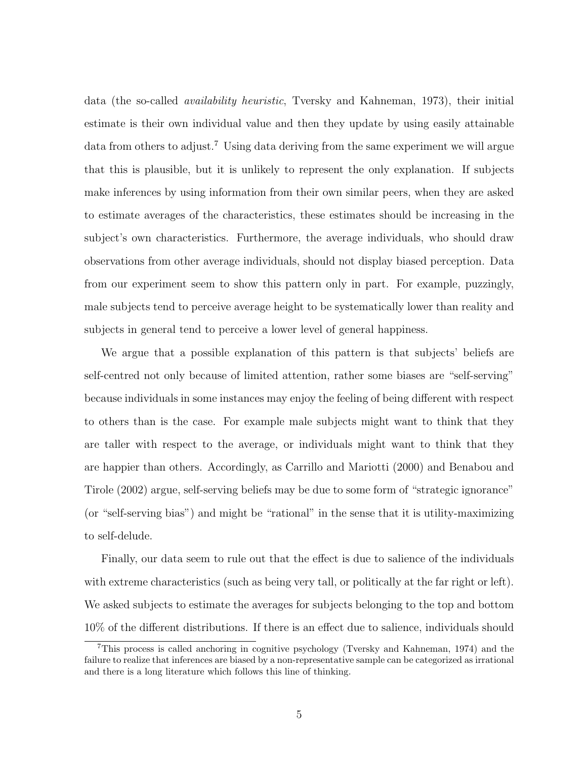data (the so-called *availability heuristic*, Tversky and Kahneman, 1973), their initial estimate is their own individual value and then they update by using easily attainable data from others to adjust.[7] Using data deriving from the same experiment we will argue that this is plausible, but it is unlikely to represent the only explanation. If subjects make inferences by using information from their own similar peers, when they are asked to estimate averages of the characteristics, these estimates should be increasing in the subject's own characteristics. Furthermore, the average individuals, who should draw observations from other average individuals, should not display biased perception. Data from our experiment seem to show this pattern only in part. For example, puzzingly, male subjects tend to perceive average height to be systematically lower than reality and subjects in general tend to perceive a lower level of general happiness.

We argue that a possible explanation of this pattern is that subjects' beliefs are self-centred not only because of limited attention, rather some biases are "self-serving" because individuals in some instances may enjoy the feeling of being different with respect to others than is the case. For example male subjects might want to think that they are taller with respect to the average, or individuals might want to think that they are happier than others. Accordingly, as Carrillo and Mariotti (2000) and Benabou and Tirole (2002) argue, self-serving beliefs may be due to some form of "strategic ignorance" (or "self-serving bias") and might be "rational" in the sense that it is utility-maximizing to self-delude.

Finally, our data seem to rule out that the effect is due to salience of the individuals with extreme characteristics (such as being very tall, or politically at the far right or left). We asked subjects to estimate the averages for subjects belonging to the top and bottom 10% of the different distributions. If there is an effect due to salience, individuals should

[7] This process is called anchoring in cognitive psychology (Tversky and Kahneman, 1974) and the failure to realize that inferences are biased by a non-representative sample can be categorized as irrational and there is a long literature which follows this line of thinking.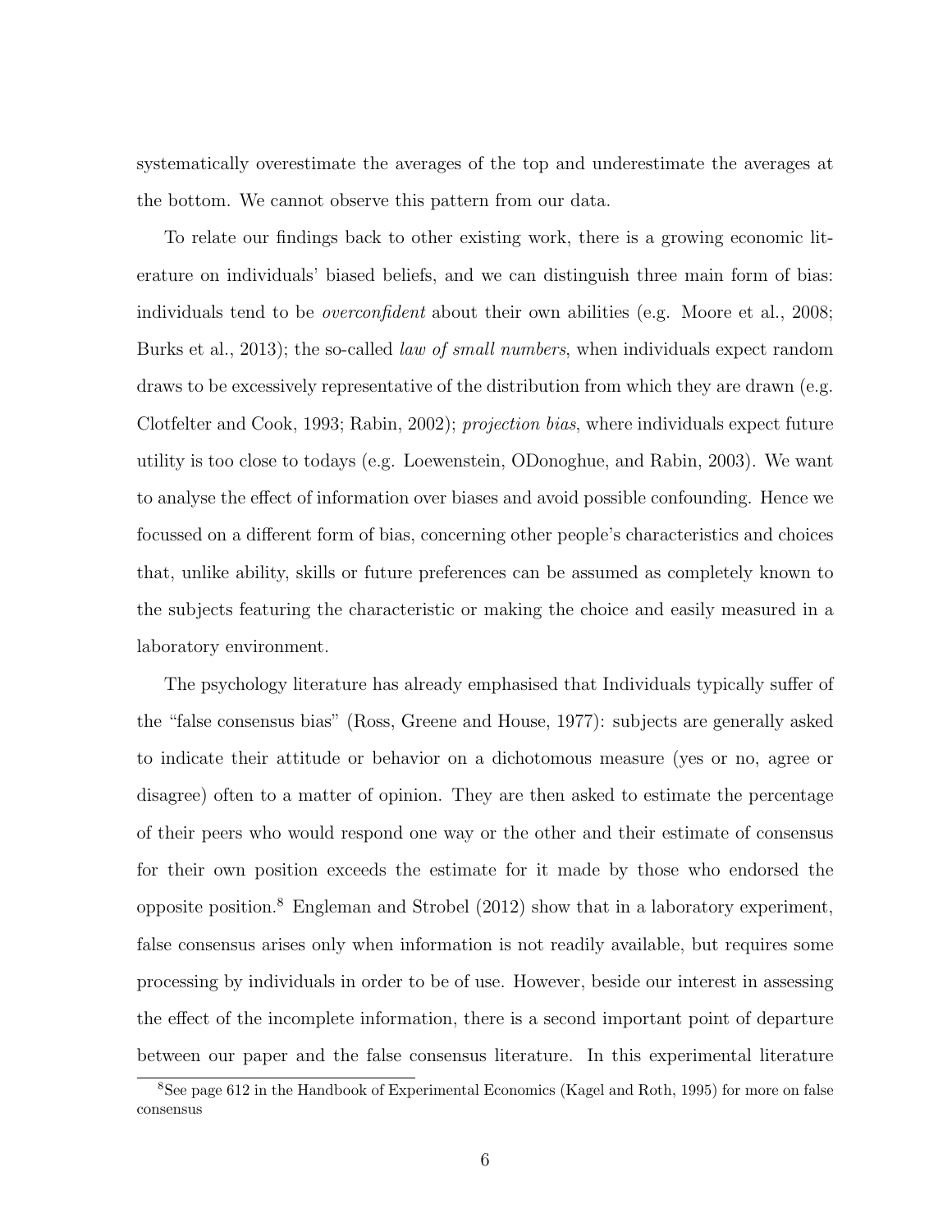systematically overestimate the averages of the top and underestimate the averages at the bottom. We cannot observe this pattern from our data.

To relate our findings back to other existing work, there is a growing economic literature on individuals' biased beliefs, and we can distinguish three main form of bias: individuals tend to be *overconfident* about their own abilities (e.g. Moore et al., 2008; Burks et al., 2013); the so-called *law of small numbers*, when individuals expect random draws to be excessively representative of the distribution from which they are drawn (e.g. Clotfelter and Cook, 1993; Rabin, 2002); *projection bias*, where individuals expect future utility is too close to todays (e.g. Loewenstein, ODonoghue, and Rabin, 2003). We want to analyse the effect of information over biases and avoid possible confounding. Hence we focussed on a different form of bias, concerning other people's characteristics and choices that, unlike ability, skills or future preferences can be assumed as completely known to the subjects featuring the characteristic or making the choice and easily measured in a laboratory environment.

The psychology literature has already emphasised that Individuals typically suffer of the "false consensus bias" (Ross, Greene and House, 1977): subjects are generally asked to indicate their attitude or behavior on a dichotomous measure (yes or no, agree or disagree) often to a matter of opinion. They are then asked to estimate the percentage of their peers who would respond one way or the other and their estimate of consensus for their own position exceeds the estimate for it made by those who endorsed the opposite position.[8] Engleman and Strobel (2012) show that in a laboratory experiment, false consensus arises only when information is not readily available, but requires some processing by individuals in order to be of use. However, beside our interest in assessing the effect of the incomplete information, there is a second important point of departure between our paper and the false consensus literature. In this experimental literature

[8] See page 612 in the Handbook of Experimental Economics (Kagel and Roth, 1995) for more on false consensus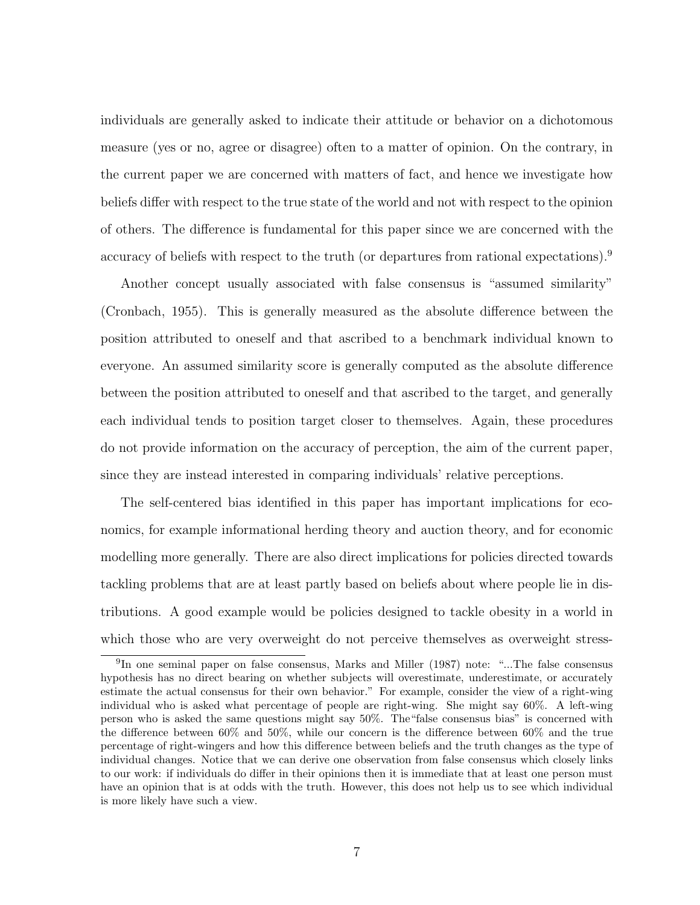individuals are generally asked to indicate their attitude or behavior on a dichotomous measure (yes or no, agree or disagree) often to a matter of opinion. On the contrary, in the current paper we are concerned with matters of fact, and hence we investigate how beliefs differ with respect to the true state of the world and not with respect to the opinion of others. The difference is fundamental for this paper since we are concerned with the accuracy of beliefs with respect to the truth (or departures from rational expectations).[9]

Another concept usually associated with false consensus is "assumed similarity" (Cronbach, 1955). This is generally measured as the absolute difference between the position attributed to oneself and that ascribed to a benchmark individual known to everyone. An assumed similarity score is generally computed as the absolute difference between the position attributed to oneself and that ascribed to the target, and generally each individual tends to position target closer to themselves. Again, these procedures do not provide information on the accuracy of perception, the aim of the current paper, since they are instead interested in comparing individuals' relative perceptions.

The self-centered bias identified in this paper has important implications for economics, for example informational herding theory and auction theory, and for economic modelling more generally. There are also direct implications for policies directed towards tackling problems that are at least partly based on beliefs about where people lie in distributions. A good example would be policies designed to tackle obesity in a world in which those who are very overweight do not perceive themselves as overweight stress-

[9] In one seminal paper on false consensus, Marks and Miller (1987) note: "...The false consensus hypothesis has no direct bearing on whether subjects will overestimate, underestimate, or accurately estimate the actual consensus for their own behavior." For example, consider the view of a right-wing individual who is asked what percentage of people are right-wing. She might say 60%. A left-wing person who is asked the same questions might say 50%. The"false consensus bias" is concerned with the difference between 60% and 50%, while our concern is the difference between 60% and the true percentage of right-wingers and how this difference between beliefs and the truth changes as the type of individual changes. Notice that we can derive one observation from false consensus which closely links to our work: if individuals do differ in their opinions then it is immediate that at least one person must have an opinion that is at odds with the truth. However, this does not help us to see which individual is more likely have such a view.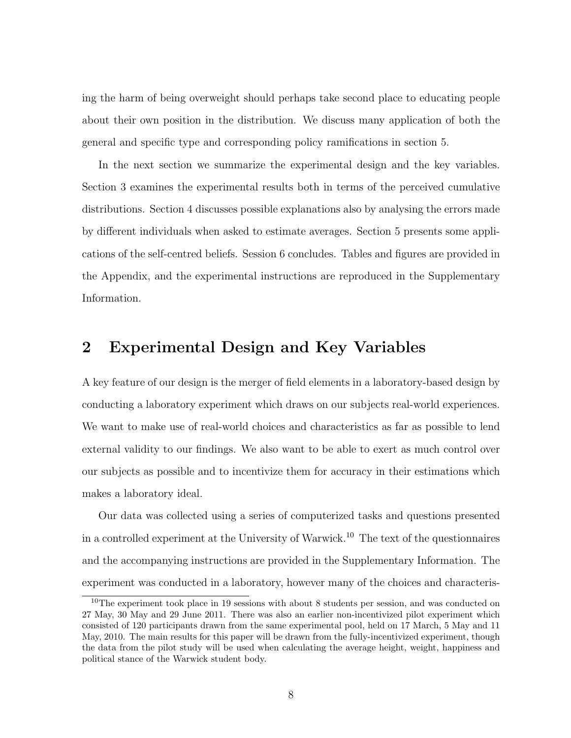ing the harm of being overweight should perhaps take second place to educating people about their own position in the distribution. We discuss many application of both the general and specific type and corresponding policy ramifications in section 5.

In the next section we summarize the experimental design and the key variables. Section 3 examines the experimental results both in terms of the perceived cumulative distributions. Section 4 discusses possible explanations also by analysing the errors made by different individuals when asked to estimate averages. Section 5 presents some applications of the self-centred beliefs. Session 6 concludes. Tables and figures are provided in the Appendix, and the experimental instructions are reproduced in the Supplementary Information.

## 2 Experimental Design and Key Variables

A key feature of our design is the merger of field elements in a laboratory-based design by conducting a laboratory experiment which draws on our subjects real-world experiences. We want to make use of real-world choices and characteristics as far as possible to lend external validity to our findings. We also want to be able to exert as much control over our subjects as possible and to incentivize them for accuracy in their estimations which makes a laboratory ideal.

Our data was collected using a series of computerized tasks and questions presented in a controlled experiment at the University of Warwick.[10] The text of the questionnaires and the accompanying instructions are provided in the Supplementary Information. The experiment was conducted in a laboratory, however many of the choices and characteris-

[10] The experiment took place in 19 sessions with about 8 students per session, and was conducted on 27 May, 30 May and 29 June 2011. There was also an earlier non-incentivized pilot experiment which consisted of 120 participants drawn from the same experimental pool, held on 17 March, 5 May and 11 May, 2010. The main results for this paper will be drawn from the fully-incentivized experiment, though the data from the pilot study will be used when calculating the average height, weight, happiness and political stance of the Warwick student body.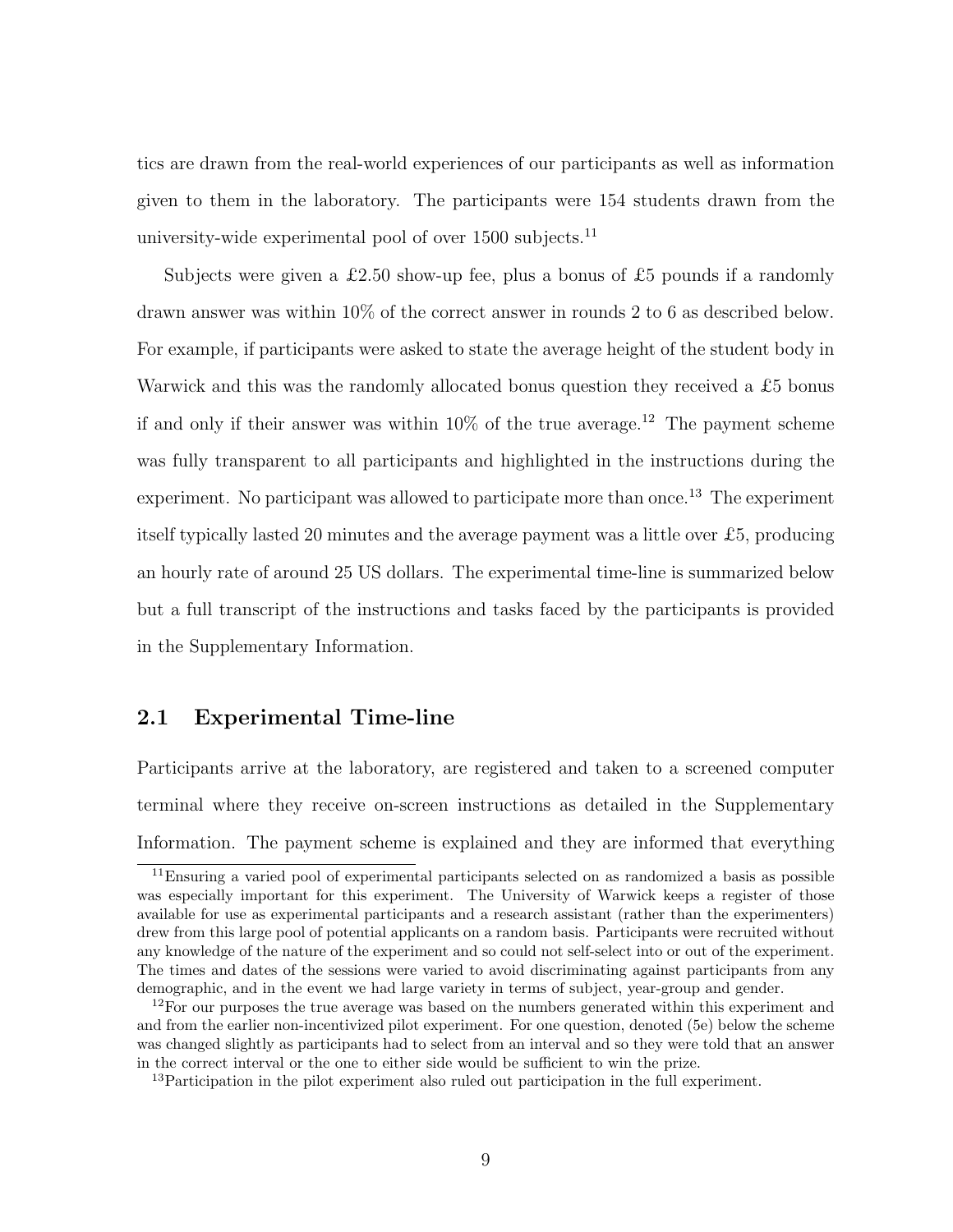tics are drawn from the real-world experiences of our participants as well as information given to them in the laboratory. The participants were 154 students drawn from the university-wide experimental pool of over 1500 subjects.[11]

Subjects were given a £2.50 show-up fee, plus a bonus of £5 pounds if a randomly drawn answer was within 10% of the correct answer in rounds 2 to 6 as described below. For example, if participants were asked to state the average height of the student body in Warwick and this was the randomly allocated bonus question they received a £5 bonus if and only if their answer was within 10% of the true average.[12] The payment scheme was fully transparent to all participants and highlighted in the instructions during the experiment. No participant was allowed to participate more than once.[13] The experiment itself typically lasted 20 minutes and the average payment was a little over £5, producing an hourly rate of around 25 US dollars. The experimental time-line is summarized below but a full transcript of the instructions and tasks faced by the participants is provided in the Supplementary Information.

## 2.1 Experimental Time-line

Participants arrive at the laboratory, are registered and taken to a screened computer terminal where they receive on-screen instructions as detailed in the Supplementary Information. The payment scheme is explained and they are informed that everything

[11]Ensuring a varied pool of experimental participants selected on as randomized a basis as possible was especially important for this experiment. The University of Warwick keeps a register of those available for use as experimental participants and a research assistant (rather than the experimenters) drew from this large pool of potential applicants on a random basis. Participants were recruited without any knowledge of the nature of the experiment and so could not self-select into or out of the experiment. The times and dates of the sessions were varied to avoid discriminating against participants from any demographic, and in the event we had large variety in terms of subject, year-group and gender.

[12]For our purposes the true average was based on the numbers generated within this experiment and and from the earlier non-incentivized pilot experiment. For one question, denoted (5e) below the scheme was changed slightly as participants had to select from an interval and so they were told that an answer in the correct interval or the one to either side would be sufficient to win the prize.

[13]Participation in the pilot experiment also ruled out participation in the full experiment.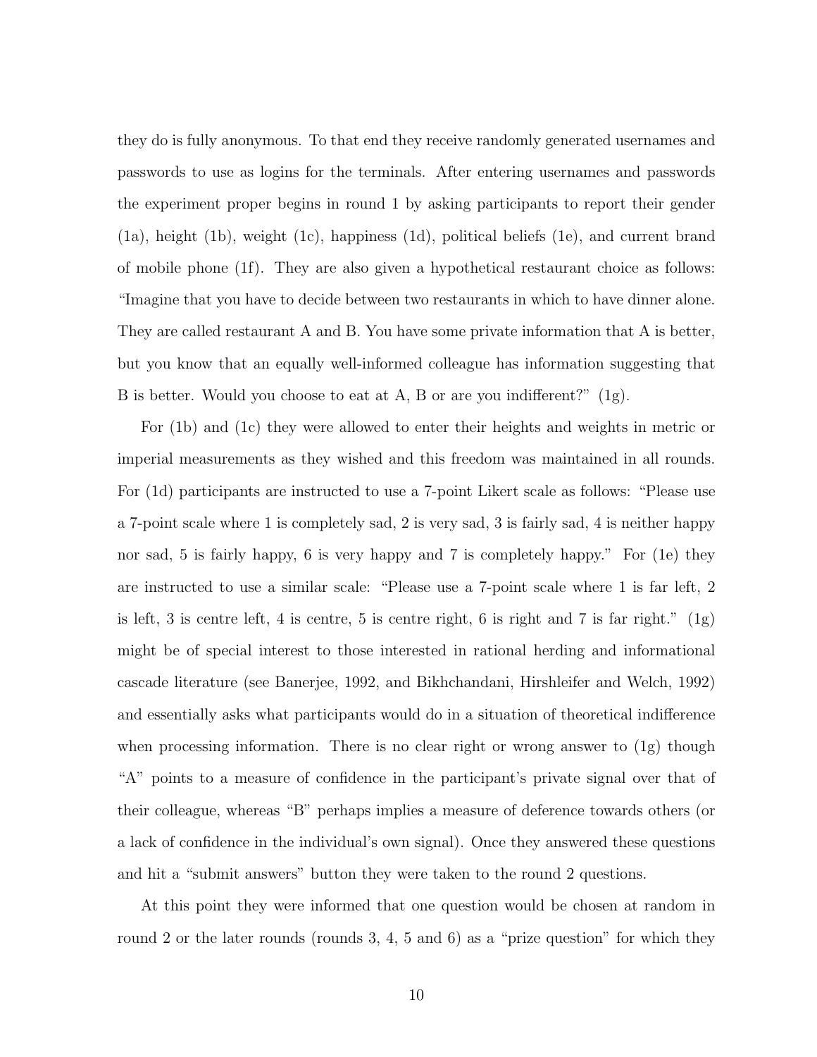they do is fully anonymous. To that end they receive randomly generated usernames and passwords to use as logins for the terminals. After entering usernames and passwords the experiment proper begins in round 1 by asking participants to report their gender (1a), height (1b), weight (1c), happiness (1d), political beliefs (1e), and current brand of mobile phone (1f). They are also given a hypothetical restaurant choice as follows: "Imagine that you have to decide between two restaurants in which to have dinner alone. They are called restaurant A and B. You have some private information that A is better, but you know that an equally well-informed colleague has information suggesting that B is better. Would you choose to eat at A, B or are you indifferent?" (1g).

For (1b) and (1c) they were allowed to enter their heights and weights in metric or imperial measurements as they wished and this freedom was maintained in all rounds. For (1d) participants are instructed to use a 7-point Likert scale as follows: "Please use a 7-point scale where 1 is completely sad, 2 is very sad, 3 is fairly sad, 4 is neither happy nor sad, 5 is fairly happy, 6 is very happy and 7 is completely happy." For (1e) they are instructed to use a similar scale: "Please use a 7-point scale where 1 is far left, 2 is left, 3 is centre left, 4 is centre, 5 is centre right, 6 is right and 7 is far right." (1g) might be of special interest to those interested in rational herding and informational cascade literature (see Banerjee, 1992, and Bikhchandani, Hirshleifer and Welch, 1992) and essentially asks what participants would do in a situation of theoretical indifference when processing information. There is no clear right or wrong answer to (1g) though "A" points to a measure of confidence in the participant's private signal over that of their colleague, whereas "B" perhaps implies a measure of deference towards others (or a lack of confidence in the individual's own signal). Once they answered these questions and hit a "submit answers" button they were taken to the round 2 questions.

At this point they were informed that one question would be chosen at random in round 2 or the later rounds (rounds 3, 4, 5 and 6) as a "prize question" for which they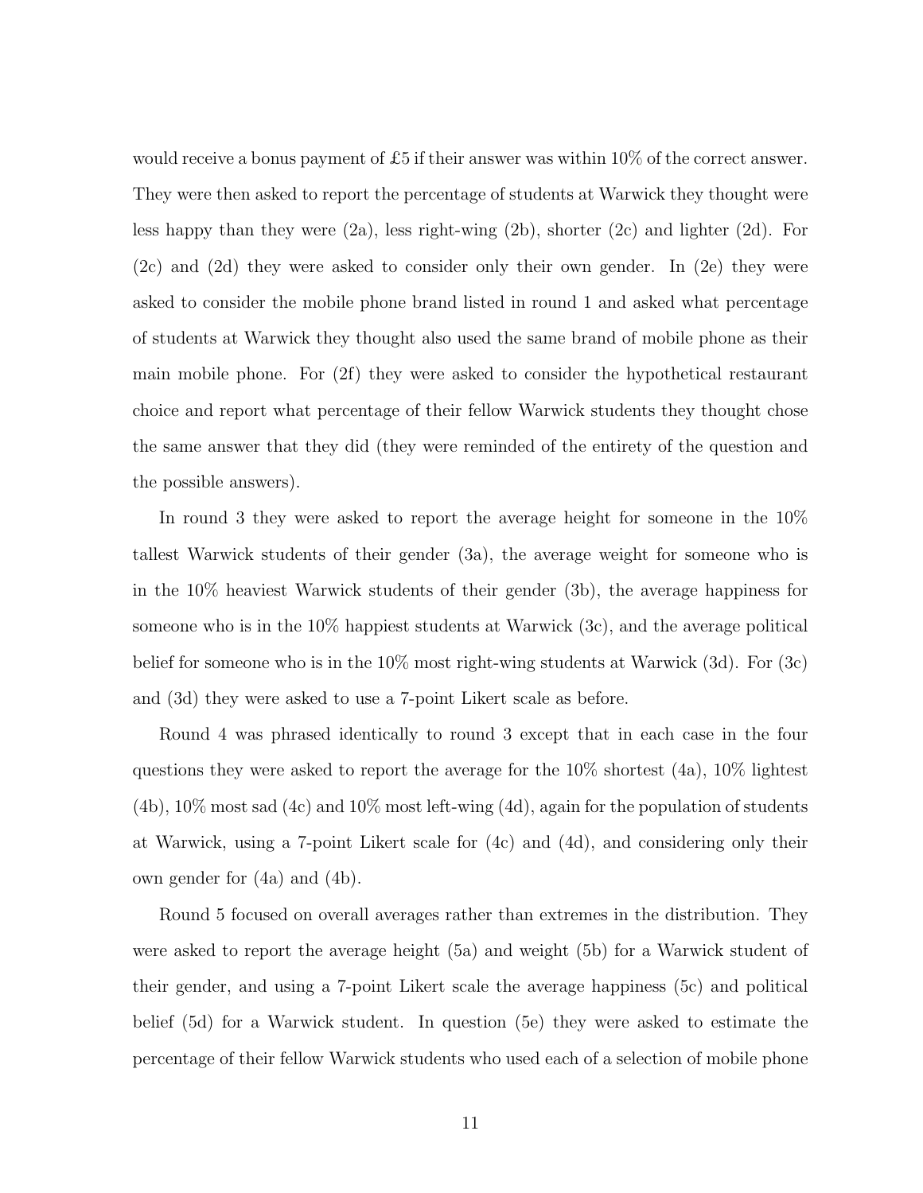would receive a bonus payment of £5 if their answer was within 10% of the correct answer. They were then asked to report the percentage of students at Warwick they thought were less happy than they were (2a), less right-wing (2b), shorter (2c) and lighter (2d). For (2c) and (2d) they were asked to consider only their own gender. In (2e) they were asked to consider the mobile phone brand listed in round 1 and asked what percentage of students at Warwick they thought also used the same brand of mobile phone as their main mobile phone. For (2f) they were asked to consider the hypothetical restaurant choice and report what percentage of their fellow Warwick students they thought chose the same answer that they did (they were reminded of the entirety of the question and the possible answers).

In round 3 they were asked to report the average height for someone in the 10% tallest Warwick students of their gender (3a), the average weight for someone who is in the 10% heaviest Warwick students of their gender (3b), the average happiness for someone who is in the 10% happiest students at Warwick (3c), and the average political belief for someone who is in the 10% most right-wing students at Warwick (3d). For (3c) and (3d) they were asked to use a 7-point Likert scale as before.

Round 4 was phrased identically to round 3 except that in each case in the four questions they were asked to report the average for the 10% shortest (4a), 10% lightest (4b), 10% most sad (4c) and 10% most left-wing (4d), again for the population of students at Warwick, using a 7-point Likert scale for (4c) and (4d), and considering only their own gender for (4a) and (4b).

Round 5 focused on overall averages rather than extremes in the distribution. They were asked to report the average height (5a) and weight (5b) for a Warwick student of their gender, and using a 7-point Likert scale the average happiness (5c) and political belief (5d) for a Warwick student. In question (5e) they were asked to estimate the percentage of their fellow Warwick students who used each of a selection of mobile phone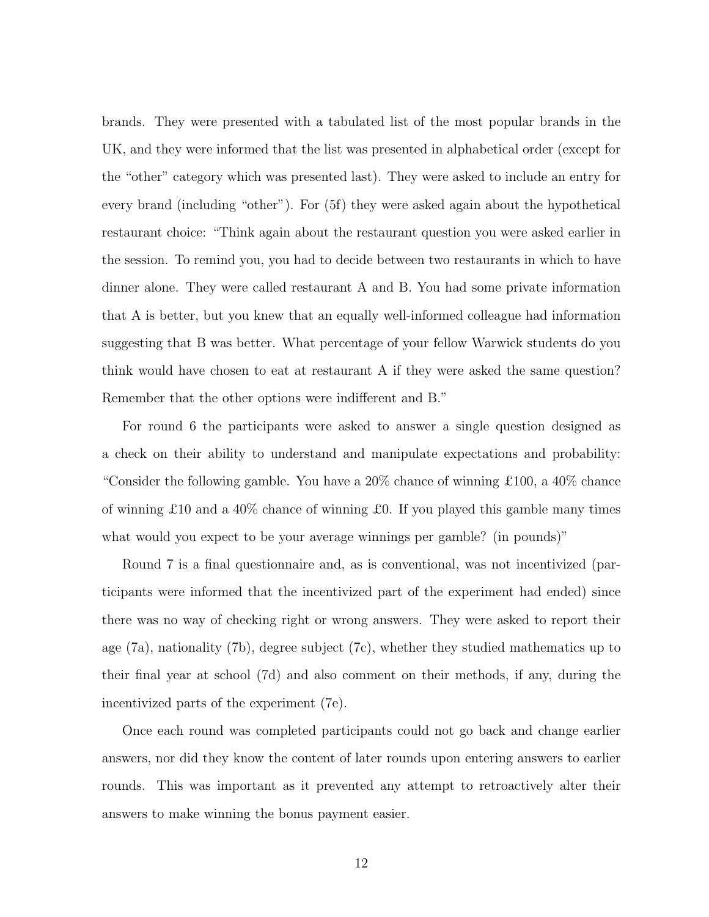brands. They were presented with a tabulated list of the most popular brands in the UK, and they were informed that the list was presented in alphabetical order (except for the "other" category which was presented last). They were asked to include an entry for every brand (including "other"). For (5f) they were asked again about the hypothetical restaurant choice: "Think again about the restaurant question you were asked earlier in the session. To remind you, you had to decide between two restaurants in which to have dinner alone. They were called restaurant A and B. You had some private information that A is better, but you knew that an equally well-informed colleague had information suggesting that B was better. What percentage of your fellow Warwick students do you think would have chosen to eat at restaurant A if they were asked the same question? Remember that the other options were indifferent and B."

For round 6 the participants were asked to answer a single question designed as a check on their ability to understand and manipulate expectations and probability: "Consider the following gamble. You have a 20% chance of winning £100, a 40% chance of winning £10 and a 40% chance of winning £0. If you played this gamble many times what would you expect to be your average winnings per gamble? (in pounds)"

Round 7 is a final questionnaire and, as is conventional, was not incentivized (participants were informed that the incentivized part of the experiment had ended) since there was no way of checking right or wrong answers. They were asked to report their age (7a), nationality (7b), degree subject (7c), whether they studied mathematics up to their final year at school (7d) and also comment on their methods, if any, during the incentivized parts of the experiment (7e).

Once each round was completed participants could not go back and change earlier answers, nor did they know the content of later rounds upon entering answers to earlier rounds. This was important as it prevented any attempt to retroactively alter their answers to make winning the bonus payment easier.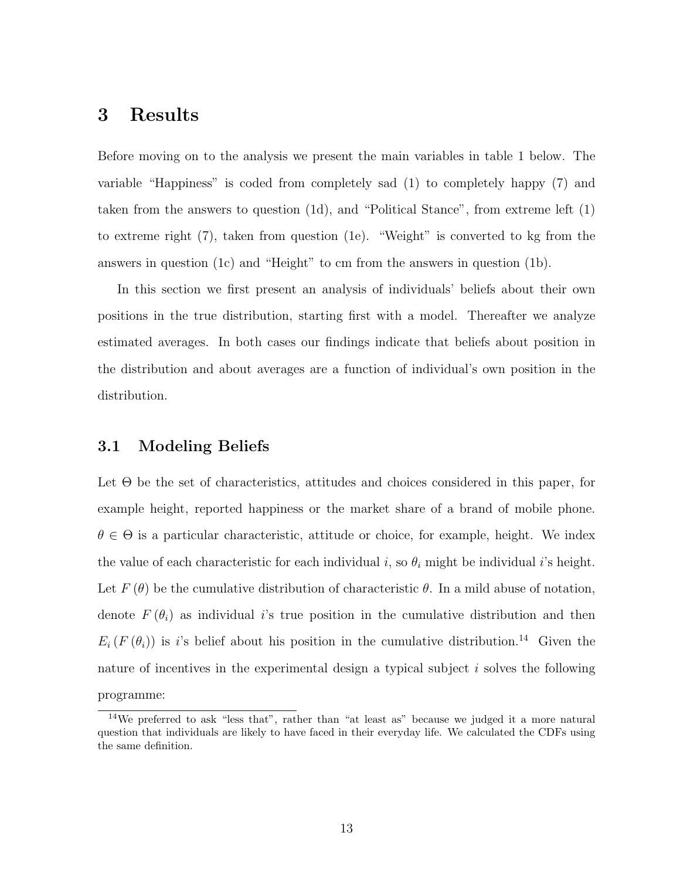# 3 Results

Before moving on to the analysis we present the main variables in table 1 below. The variable "Happiness" is coded from completely sad (1) to completely happy (7) and taken from the answers to question (1d), and "Political Stance", from extreme left (1) to extreme right (7), taken from question (1e). "Weight" is converted to kg from the answers in question (1c) and "Height" to cm from the answers in question (1b).

In this section we first present an analysis of individuals' beliefs about their own positions in the true distribution, starting first with a model. Thereafter we analyze estimated averages. In both cases our findings indicate that beliefs about position in the distribution and about averages are a function of individual's own position in the distribution.

## 3.1 Modeling Beliefs

Let $\Theta$ be the set of characteristics, attitudes and choices considered in this paper, for example height, reported happiness or the market share of a brand of mobile phone. $\theta \in \Theta$ is a particular characteristic, attitude or choice, for example, height. We index the value of each characteristic for each individual $i$, so $\theta_i$ might be individual $i$'s height. Let $F(\theta)$ be the cumulative distribution of characteristic $\theta$. In a mild abuse of notation, denote $F(\theta_i)$ as individual $i$'s true position in the cumulative distribution and then $E_i(F(\theta_i))$ is $i$'s belief about his position in the cumulative distribution.[14] Given the nature of incentives in the experimental design a typical subject $i$ solves the following programme:

[14] We preferred to ask "less that", rather than "at least as" because we judged it a more natural question that individuals are likely to have faced in their everyday life. We calculated the CDFs using the same definition.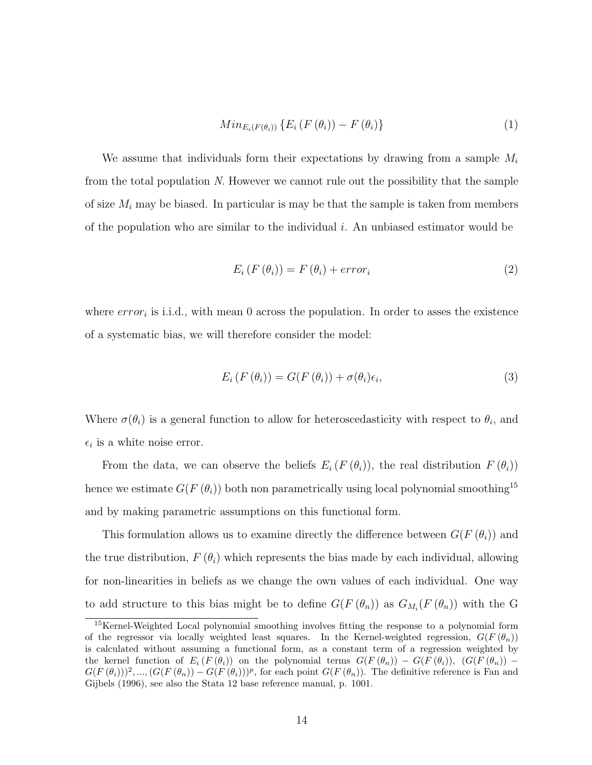$$Min_{E_i(F(\theta_i))} \left\{ E_i \left( F \left( \theta_i \right) \right) - F \left( \theta_i \right) \right\} \tag{1}$$

We assume that individuals form their expectations by drawing from a sample $M_i$ from the total population $N$. However we cannot rule out the possibility that the sample of size $M_i$ may be biased. In particular is may be that the sample is taken from members of the population who are similar to the individual $i$. An unbiased estimator would be

$$E_i \left( F \left( \theta_i \right) \right) = F \left( \theta_i \right) + error_i \tag{2}$$

where $error_i$ is i.i.d., with mean 0 across the population. In order to asses the existence of a systematic bias, we will therefore consider the model:

$$E_i \left( F \left( \theta_i \right) \right) = G(F \left( \theta_i \right)) + \sigma(\theta_i)\epsilon_i, \tag{3}$$

Where $\sigma(\theta_i)$ is a general function to allow for heteroscedasticity with respect to $\theta_i$, and $\epsilon_i$ is a white noise error.

From the data, we can observe the beliefs $E_i \left( F \left( \theta_i \right) \right)$, the real distribution $F \left( \theta_i \right))$ hence we estimate $G(F \left( \theta_i \right))$ both non parametrically using local polynomial smoothing[15] and by making parametric assumptions on this functional form.

This formulation allows us to examine directly the difference between $G(F \left( \theta_i \right))$ and the true distribution, $F \left( \theta_i \right)$ which represents the bias made by each individual, allowing for non-linearities in beliefs as we change the own values of each individual. One way to add structure to this bias might be to define $G(F \left( \theta_n \right))$ as $G_{M_i}(F \left( \theta_n \right))$ with the G

[15]Kernel-Weighted Local polynomial smoothing involves fitting the response to a polynomial form of the regressor via locally weighted least squares. In the Kernel-weighted regression, $G(F \left( \theta_n \right))$ is calculated without assuming a functional form, as a constant term of a regression weighted by the kernel function of $E_i \left( F \left( \theta_i \right) \right)$ on the polynomial terms $G(F \left( \theta_n \right)) - G(F \left( \theta_i \right))$, $(G(F \left( \theta_n \right)) - G(F \left( \theta_i \right)))^2, ..., (G(F \left( \theta_n \right)) - G(F \left( \theta_i \right)))^p$, for each point $G(F \left( \theta_n \right))$. The definitive reference is Fan and Gijbels (1996), see also the Stata 12 base reference manual, p. 1001.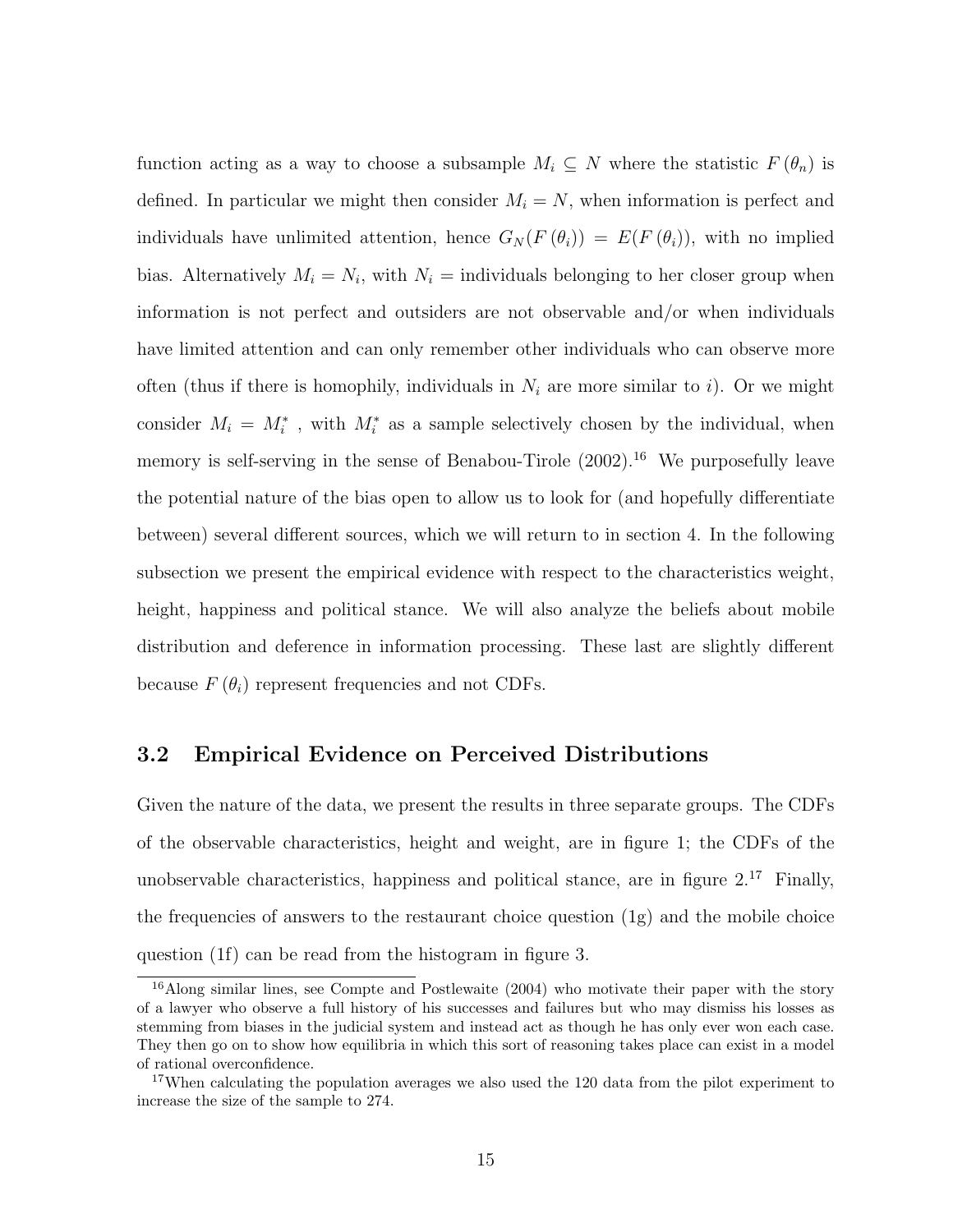function acting as a way to choose a subsample $M_i \subseteq N$ where the statistic $F(\theta_n)$ is defined. In particular we might then consider $M_i = N$, when information is perfect and individuals have unlimited attention, hence $G_N(F(\theta_i)) = E(F(\theta_i))$, with no implied bias. Alternatively $M_i = N_i$, with $N_i$ = individuals belonging to her closer group when information is not perfect and outsiders are not observable and/or when individuals have limited attention and can only remember other individuals who can observe more often (thus if there is homophily, individuals in $N_i$ are more similar to $i$). Or we might consider $M_i = M_i^*$ , with $M_i^*$ as a sample selectively chosen by the individual, when memory is self-serving in the sense of Benabou-Tirole (2002).[16] We purposefully leave the potential nature of the bias open to allow us to look for (and hopefully differentiate between) several different sources, which we will return to in section 4. In the following subsection we present the empirical evidence with respect to the characteristics weight, height, happiness and political stance. We will also analyze the beliefs about mobile distribution and deference in information processing. These last are slightly different because $F(\theta_i)$ represent frequencies and not CDFs.

## 3.2 Empirical Evidence on Perceived Distributions

Given the nature of the data, we present the results in three separate groups. The CDFs of the observable characteristics, height and weight, are in figure 1; the CDFs of the unobservable characteristics, happiness and political stance, are in figure 2.[17] Finally, the frequencies of answers to the restaurant choice question (1g) and the mobile choice question (1f) can be read from the histogram in figure 3.

[16] Along similar lines, see Compte and Postlewaite (2004) who motivate their paper with the story of a lawyer who observe a full history of his successes and failures but who may dismiss his losses as stemming from biases in the judicial system and instead act as though he has only ever won each case. They then go on to show how equilibria in which this sort of reasoning takes place can exist in a model of rational overconfidence.

[17] When calculating the population averages we also used the 120 data from the pilot experiment to increase the size of the sample to 274.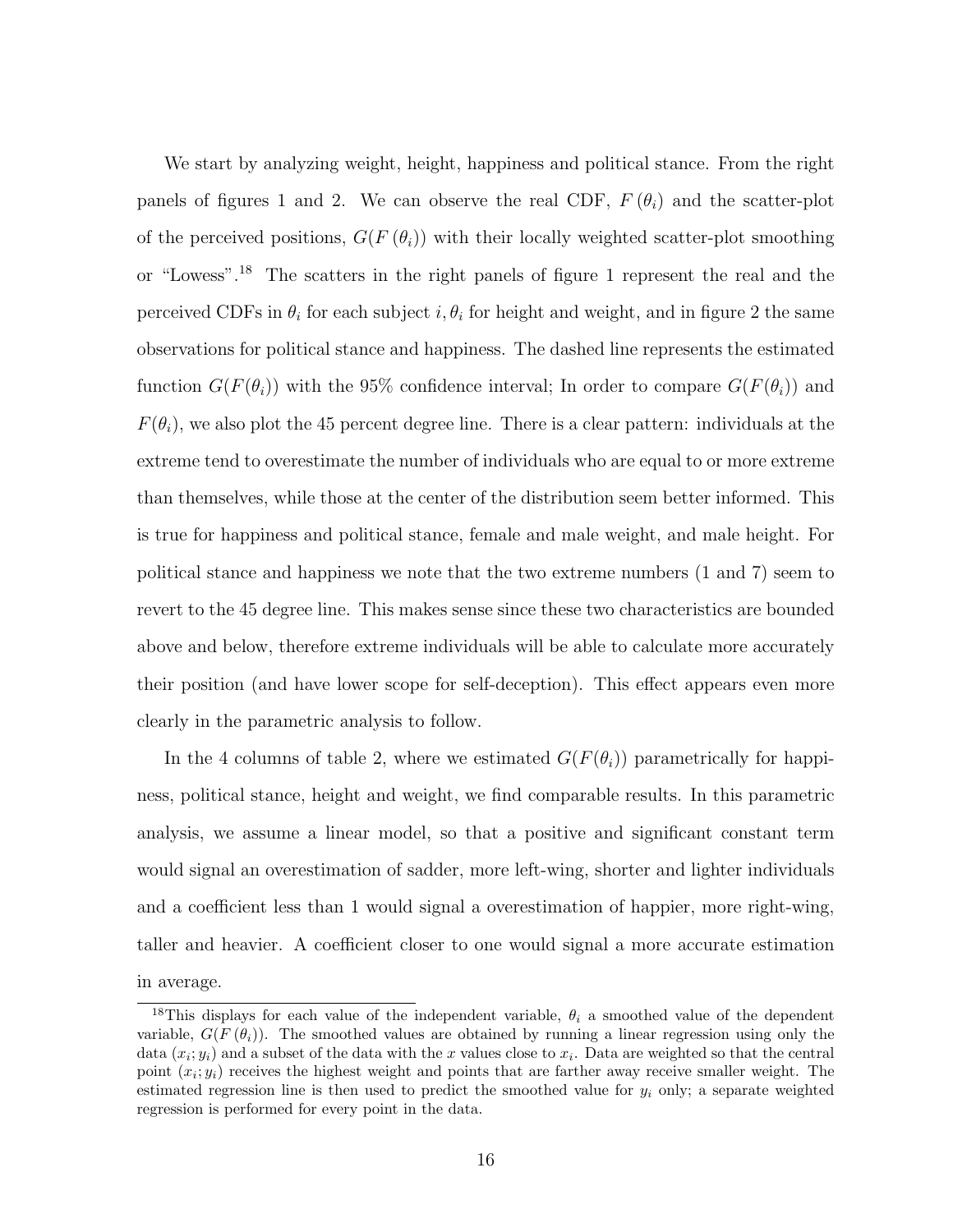We start by analyzing weight, height, happiness and political stance. From the right panels of figures 1 and 2. We can observe the real CDF, $F(\theta_i)$ and the scatter-plot of the perceived positions, $G(F(\theta_i))$ with their locally weighted scatter-plot smoothing or "Lowess".[18] The scatters in the right panels of figure 1 represent the real and the perceived CDFs in $\theta_i$ for each subject $i, \theta_i$ for height and weight, and in figure 2 the same observations for political stance and happiness. The dashed line represents the estimated function $G(F(\theta_i))$ with the 95% confidence interval; In order to compare $G(F(\theta_i))$ and $F(\theta_i)$, we also plot the 45 percent degree line. There is a clear pattern: individuals at the extreme tend to overestimate the number of individuals who are equal to or more extreme than themselves, while those at the center of the distribution seem better informed. This is true for happiness and political stance, female and male weight, and male height. For political stance and happiness we note that the two extreme numbers (1 and 7) seem to revert to the 45 degree line. This makes sense since these two characteristics are bounded above and below, therefore extreme individuals will be able to calculate more accurately their position (and have lower scope for self-deception). This effect appears even more clearly in the parametric analysis to follow.

In the 4 columns of table 2, where we estimated $G(F(\theta_i))$ parametrically for happiness, political stance, height and weight, we find comparable results. In this parametric analysis, we assume a linear model, so that a positive and significant constant term would signal an overestimation of sadder, more left-wing, shorter and lighter individuals and a coefficient less than 1 would signal a overestimation of happier, more right-wing, taller and heavier. A coefficient closer to one would signal a more accurate estimation in average.

[18] This displays for each value of the independent variable, $\theta_i$ a smoothed value of the dependent variable, $G(F(\theta_i))$. The smoothed values are obtained by running a linear regression using only the data $(x_i; y_i)$ and a subset of the data with the $x$ values close to $x_i$. Data are weighted so that the central point $(x_i; y_i)$ receives the highest weight and points that are farther away receive smaller weight. The estimated regression line is then used to predict the smoothed value for $y_i$ only; a separate weighted regression is performed for every point in the data.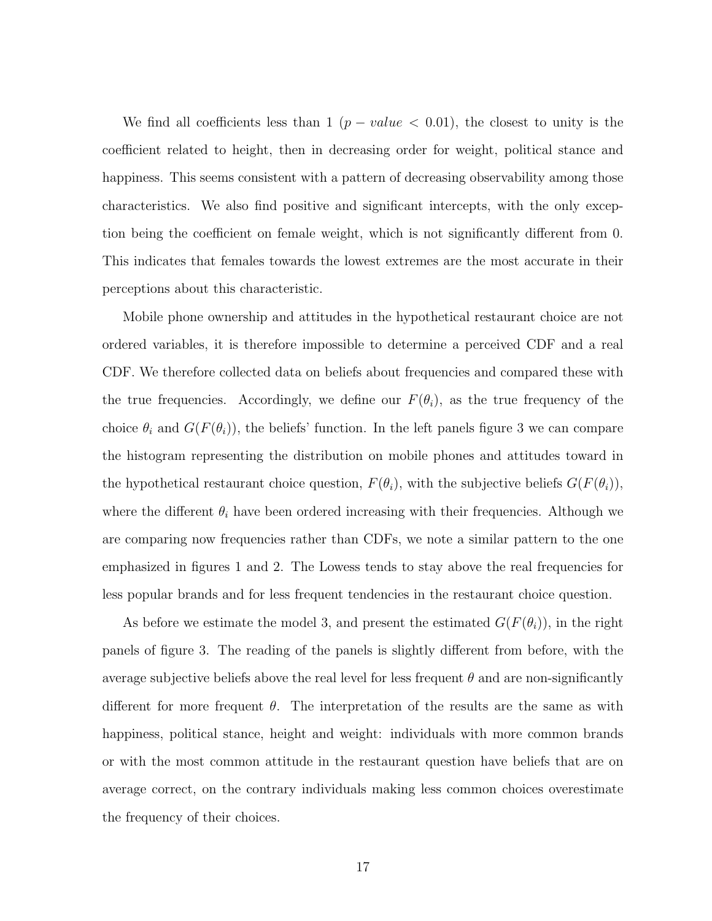We find all coefficients less than 1 ($p-value < 0.01$), the closest to unity is the coefficient related to height, then in decreasing order for weight, political stance and happiness. This seems consistent with a pattern of decreasing observability among those characteristics. We also find positive and significant intercepts, with the only exception being the coefficient on female weight, which is not significantly different from 0. This indicates that females towards the lowest extremes are the most accurate in their perceptions about this characteristic.

Mobile phone ownership and attitudes in the hypothetical restaurant choice are not ordered variables, it is therefore impossible to determine a perceived CDF and a real CDF. We therefore collected data on beliefs about frequencies and compared these with the true frequencies. Accordingly, we define our $F(\theta_i)$, as the true frequency of the choice $\theta_i$ and $G(F(\theta_i))$, the beliefs' function. In the left panels figure 3 we can compare the histogram representing the distribution on mobile phones and attitudes toward in the hypothetical restaurant choice question, $F(\theta_i)$, with the subjective beliefs $G(F(\theta_i))$, where the different $\theta_i$ have been ordered increasing with their frequencies. Although we are comparing now frequencies rather than CDFs, we note a similar pattern to the one emphasized in figures 1 and 2. The Lowess tends to stay above the real frequencies for less popular brands and for less frequent tendencies in the restaurant choice question.

As before we estimate the model 3, and present the estimated $G(F(\theta_i))$, in the right panels of figure 3. The reading of the panels is slightly different from before, with the average subjective beliefs above the real level for less frequent $\theta$ and are non-significantly different for more frequent $\theta$. The interpretation of the results are the same as with happiness, political stance, height and weight: individuals with more common brands or with the most common attitude in the restaurant question have beliefs that are on average correct, on the contrary individuals making less common choices overestimate the frequency of their choices.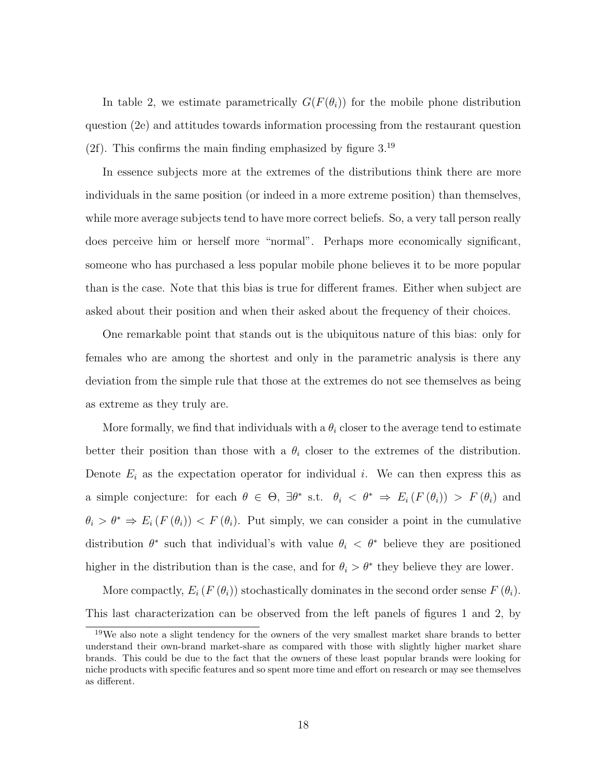In table 2, we estimate parametrically $G(F(\theta_i))$ for the mobile phone distribution question (2e) and attitudes towards information processing from the restaurant question (2f). This confirms the main finding emphasized by figure 3.[19]

In essence subjects more at the extremes of the distributions think there are more individuals in the same position (or indeed in a more extreme position) than themselves, while more average subjects tend to have more correct beliefs. So, a very tall person really does perceive him or herself more "normal". Perhaps more economically significant, someone who has purchased a less popular mobile phone believes it to be more popular than is the case. Note that this bias is true for different frames. Either when subject are asked about their position and when their asked about the frequency of their choices.

One remarkable point that stands out is the ubiquitous nature of this bias: only for females who are among the shortest and only in the parametric analysis is there any deviation from the simple rule that those at the extremes do not see themselves as being as extreme as they truly are.

More formally, we find that individuals with a $\theta_i$ closer to the average tend to estimate better their position than those with a $\theta_i$ closer to the extremes of the distribution. Denote $E_i$ as the expectation operator for individual $i$. We can then express this as a simple conjecture: for each $\theta \in \Theta$, $\exists \theta^*$ s.t. $\theta_i < \theta^* \Rightarrow E_i(F(\theta_i)) > F(\theta_i)$ and $\theta_i > \theta^* \Rightarrow E_i(F(\theta_i)) < F(\theta_i)$. Put simply, we can consider a point in the cumulative distribution $\theta^*$ such that individual's with value $\theta_i < \theta^*$ believe they are positioned higher in the distribution than is the case, and for $\theta_i > \theta^*$ they believe they are lower.

More compactly, $E_i(F(\theta_i))$ stochastically dominates in the second order sense $F(\theta_i)$. This last characterization can be observed from the left panels of figures 1 and 2, by

[19] We also note a slight tendency for the owners of the very smallest market share brands to better understand their own-brand market-share as compared with those with slightly higher market share brands. This could be due to the fact that the owners of these least popular brands were looking for niche products with specific features and so spent more time and effort on research or may see themselves as different.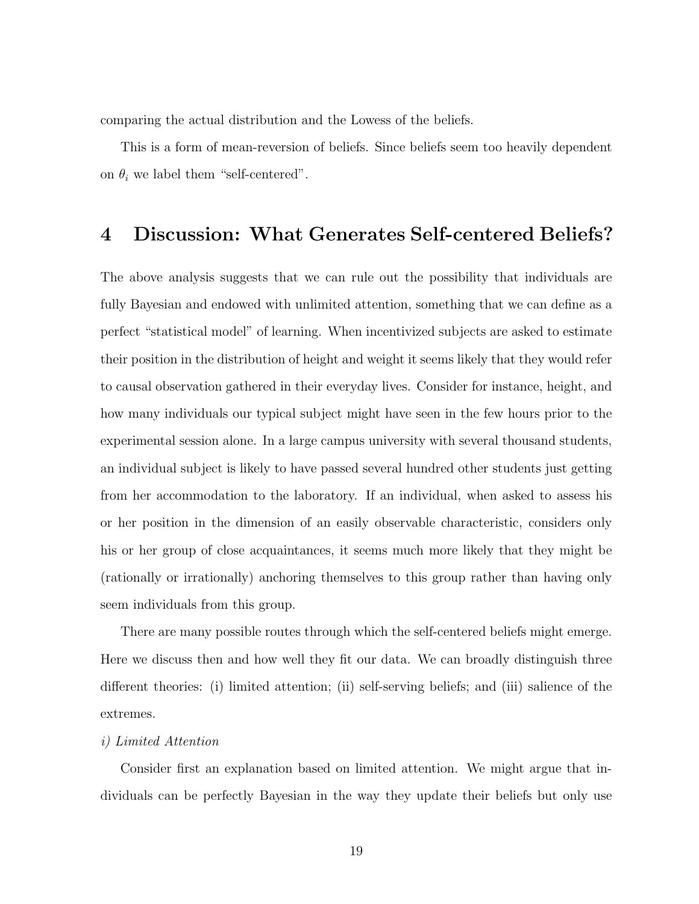comparing the actual distribution and the Lowess of the beliefs.

This is a form of mean-reversion of beliefs. Since beliefs seem too heavily dependent on $\theta_i$ we label them "self-centered".

# 4 Discussion: What Generates Self-centered Beliefs?

The above analysis suggests that we can rule out the possibility that individuals are fully Bayesian and endowed with unlimited attention, something that we can define as a perfect "statistical model" of learning. When incentivized subjects are asked to estimate their position in the distribution of height and weight it seems likely that they would refer to causal observation gathered in their everyday lives. Consider for instance, height, and how many individuals our typical subject might have seen in the few hours prior to the experimental session alone. In a large campus university with several thousand students, an individual subject is likely to have passed several hundred other students just getting from her accommodation to the laboratory. If an individual, when asked to assess his or her position in the dimension of an easily observable characteristic, considers only his or her group of close acquaintances, it seems much more likely that they might be (rationally or irrationally) anchoring themselves to this group rather than having only seem individuals from this group.

There are many possible routes through which the self-centered beliefs might emerge. Here we discuss then and how well they fit our data. We can broadly distinguish three different theories: (i) limited attention; (ii) self-serving beliefs; and (iii) salience of the extremes.

*i) Limited Attention*

Consider first an explanation based on limited attention. We might argue that individuals can be perfectly Bayesian in the way they update their beliefs but only use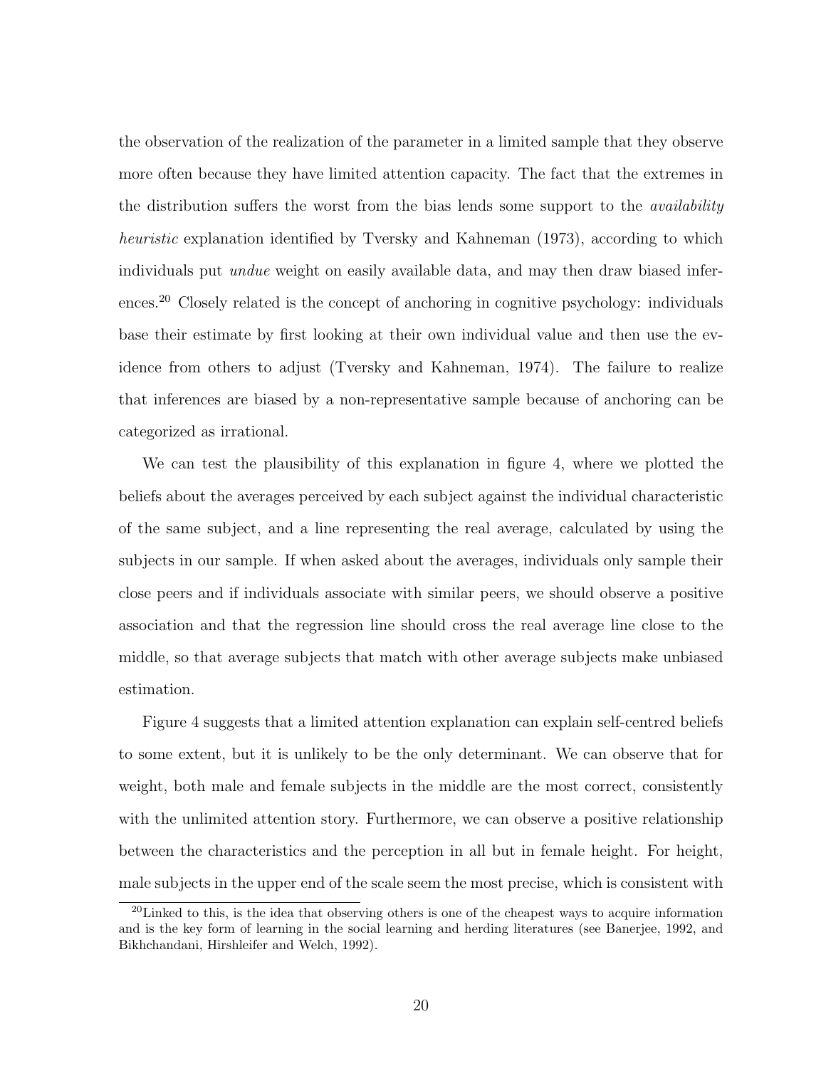the observation of the realization of the parameter in a limited sample that they observe more often because they have limited attention capacity. The fact that the extremes in the distribution suffers the worst from the bias lends some support to the *availability heuristic* explanation identified by Tversky and Kahneman (1973), according to which individuals put *undue* weight on easily available data, and may then draw biased inferences.[20] Closely related is the concept of anchoring in cognitive psychology: individuals base their estimate by first looking at their own individual value and then use the evidence from others to adjust (Tversky and Kahneman, 1974). The failure to realize that inferences are biased by a non-representative sample because of anchoring can be categorized as irrational.

We can test the plausibility of this explanation in figure 4, where we plotted the beliefs about the averages perceived by each subject against the individual characteristic of the same subject, and a line representing the real average, calculated by using the subjects in our sample. If when asked about the averages, individuals only sample their close peers and if individuals associate with similar peers, we should observe a positive association and that the regression line should cross the real average line close to the middle, so that average subjects that match with other average subjects make unbiased estimation.

Figure 4 suggests that a limited attention explanation can explain self-centred beliefs to some extent, but it is unlikely to be the only determinant. We can observe that for weight, both male and female subjects in the middle are the most correct, consistently with the unlimited attention story. Furthermore, we can observe a positive relationship between the characteristics and the perception in all but in female height. For height, male subjects in the upper end of the scale seem the most precise, which is consistent with

[20] Linked to this, is the idea that observing others is one of the cheapest ways to acquire information and is the key form of learning in the social learning and herding literatures (see Banerjee, 1992, and Bikhchandani, Hirshleifer and Welch, 1992).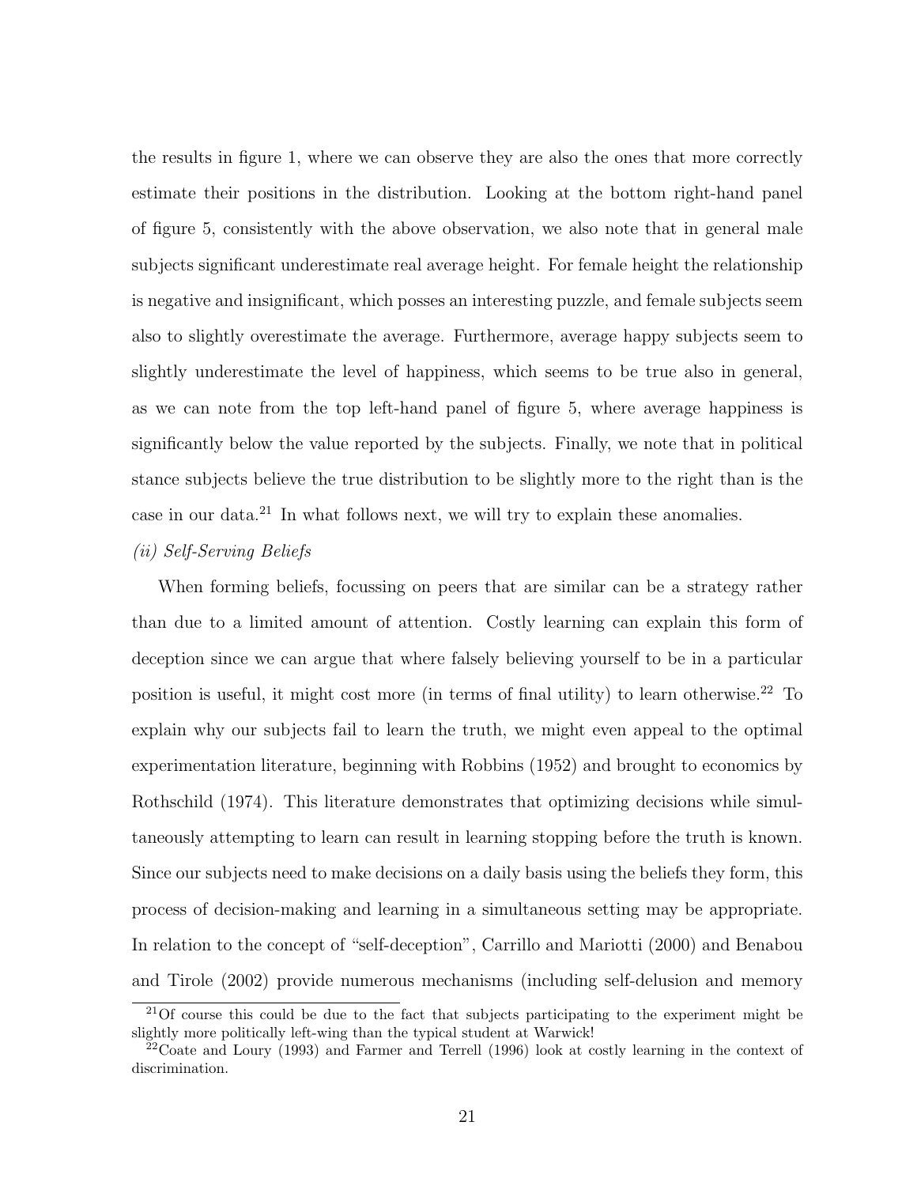the results in figure 1, where we can observe they are also the ones that more correctly estimate their positions in the distribution. Looking at the bottom right-hand panel of figure 5, consistently with the above observation, we also note that in general male subjects significant underestimate real average height. For female height the relationship is negative and insignificant, which posses an interesting puzzle, and female subjects seem also to slightly overestimate the average. Furthermore, average happy subjects seem to slightly underestimate the level of happiness, which seems to be true also in general, as we can note from the top left-hand panel of figure 5, where average happiness is significantly below the value reported by the subjects. Finally, we note that in political stance subjects believe the true distribution to be slightly more to the right than is the case in our data.[21] In what follows next, we will try to explain these anomalies.

*(ii) Self-Serving Beliefs*

When forming beliefs, focussing on peers that are similar can be a strategy rather than due to a limited amount of attention. Costly learning can explain this form of deception since we can argue that where falsely believing yourself to be in a particular position is useful, it might cost more (in terms of final utility) to learn otherwise.[22] To explain why our subjects fail to learn the truth, we might even appeal to the optimal experimentation literature, beginning with Robbins (1952) and brought to economics by Rothschild (1974). This literature demonstrates that optimizing decisions while simultaneously attempting to learn can result in learning stopping before the truth is known. Since our subjects need to make decisions on a daily basis using the beliefs they form, this process of decision-making and learning in a simultaneous setting may be appropriate. In relation to the concept of "self-deception", Carrillo and Mariotti (2000) and Benabou and Tirole (2002) provide numerous mechanisms (including self-delusion and memory

[21] Of course this could be due to the fact that subjects participating to the experiment might be slightly more politically left-wing than the typical student at Warwick!

[22] Coate and Loury (1993) and Farmer and Terrell (1996) look at costly learning in the context of discrimination.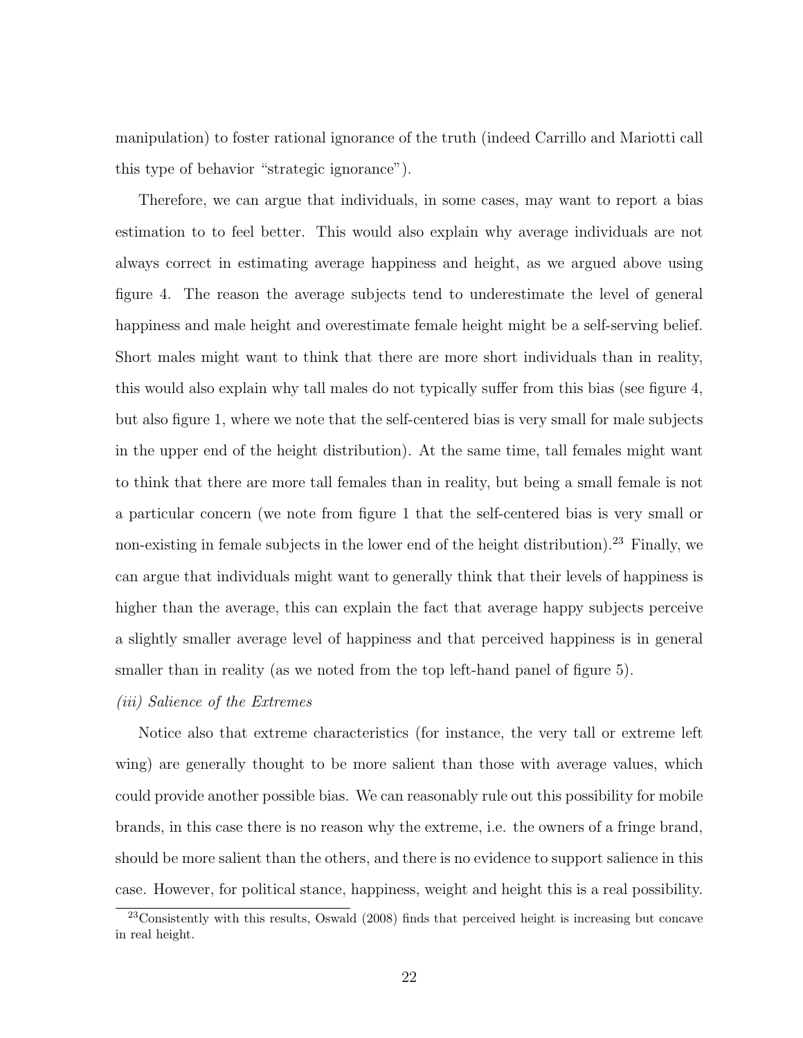manipulation) to foster rational ignorance of the truth (indeed Carrillo and Mariotti call this type of behavior "strategic ignorance").

Therefore, we can argue that individuals, in some cases, may want to report a bias estimation to to feel better. This would also explain why average individuals are not always correct in estimating average happiness and height, as we argued above using figure 4. The reason the average subjects tend to underestimate the level of general happiness and male height and overestimate female height might be a self-serving belief. Short males might want to think that there are more short individuals than in reality, this would also explain why tall males do not typically suffer from this bias (see figure 4, but also figure 1, where we note that the self-centered bias is very small for male subjects in the upper end of the height distribution). At the same time, tall females might want to think that there are more tall females than in reality, but being a small female is not a particular concern (we note from figure 1 that the self-centered bias is very small or non-existing in female subjects in the lower end of the height distribution).[23] Finally, we can argue that individuals might want to generally think that their levels of happiness is higher than the average, this can explain the fact that average happy subjects perceive a slightly smaller average level of happiness and that perceived happiness is in general smaller than in reality (as we noted from the top left-hand panel of figure 5).

*(iii) Salience of the Extremes*

Notice also that extreme characteristics (for instance, the very tall or extreme left wing) are generally thought to be more salient than those with average values, which could provide another possible bias. We can reasonably rule out this possibility for mobile brands, in this case there is no reason why the extreme, i.e. the owners of a fringe brand, should be more salient than the others, and there is no evidence to support salience in this case. However, for political stance, happiness, weight and height this is a real possibility.

[23] Consistently with this results, Oswald (2008) finds that perceived height is increasing but concave in real height.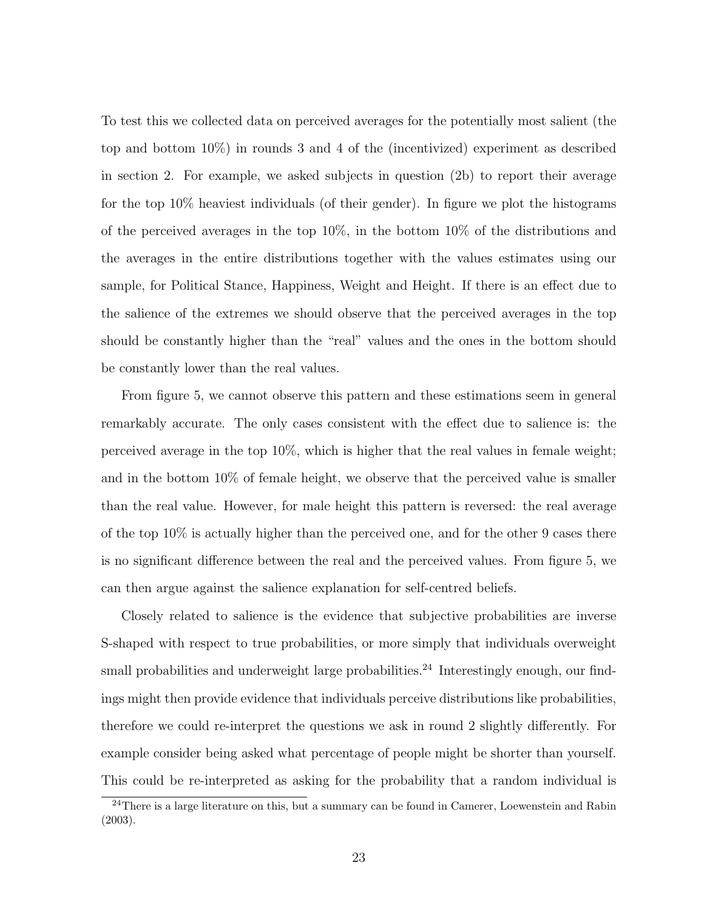To test this we collected data on perceived averages for the potentially most salient (the top and bottom 10%) in rounds 3 and 4 of the (incentivized) experiment as described in section 2. For example, we asked subjects in question (2b) to report their average for the top 10% heaviest individuals (of their gender). In figure we plot the histograms of the perceived averages in the top 10%, in the bottom 10% of the distributions and the averages in the entire distributions together with the values estimates using our sample, for Political Stance, Happiness, Weight and Height. If there is an effect due to the salience of the extremes we should observe that the perceived averages in the top should be constantly higher than the "real" values and the ones in the bottom should be constantly lower than the real values.

From figure 5, we cannot observe this pattern and these estimations seem in general remarkably accurate. The only cases consistent with the effect due to salience is: the perceived average in the top 10%, which is higher that the real values in female weight; and in the bottom 10% of female height, we observe that the perceived value is smaller than the real value. However, for male height this pattern is reversed: the real average of the top 10% is actually higher than the perceived one, and for the other 9 cases there is no significant difference between the real and the perceived values. From figure 5, we can then argue against the salience explanation for self-centred beliefs.

Closely related to salience is the evidence that subjective probabilities are inverse S-shaped with respect to true probabilities, or more simply that individuals overweight small probabilities and underweight large probabilities.[24] Interestingly enough, our findings might then provide evidence that individuals perceive distributions like probabilities, therefore we could re-interpret the questions we ask in round 2 slightly differently. For example consider being asked what percentage of people might be shorter than yourself. This could be re-interpreted as asking for the probability that a random individual is

[24] There is a large literature on this, but a summary can be found in Camerer, Loewenstein and Rabin (2003).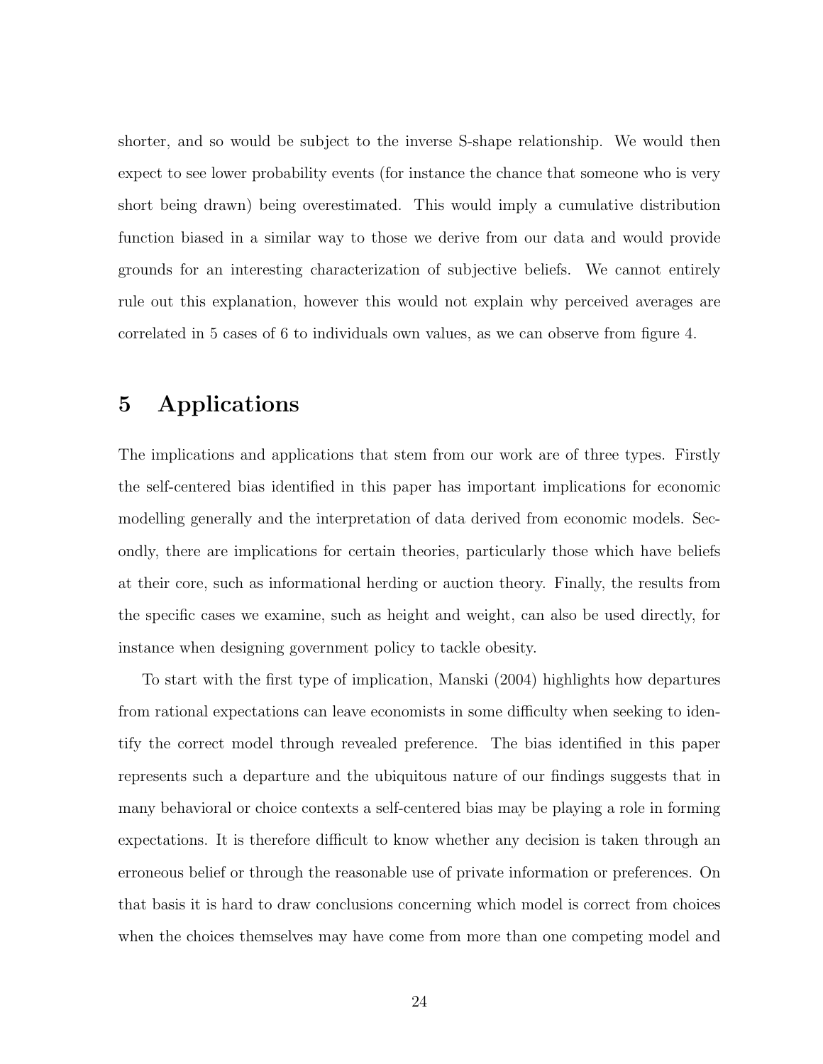shorter, and so would be subject to the inverse S-shape relationship. We would then expect to see lower probability events (for instance the chance that someone who is very short being drawn) being overestimated. This would imply a cumulative distribution function biased in a similar way to those we derive from our data and would provide grounds for an interesting characterization of subjective beliefs. We cannot entirely rule out this explanation, however this would not explain why perceived averages are correlated in 5 cases of 6 to individuals own values, as we can observe from figure 4.

# 5 Applications

The implications and applications that stem from our work are of three types. Firstly the self-centered bias identified in this paper has important implications for economic modelling generally and the interpretation of data derived from economic models. Secondly, there are implications for certain theories, particularly those which have beliefs at their core, such as informational herding or auction theory. Finally, the results from the specific cases we examine, such as height and weight, can also be used directly, for instance when designing government policy to tackle obesity.

To start with the first type of implication, Manski (2004) highlights how departures from rational expectations can leave economists in some difficulty when seeking to identify the correct model through revealed preference. The bias identified in this paper represents such a departure and the ubiquitous nature of our findings suggests that in many behavioral or choice contexts a self-centered bias may be playing a role in forming expectations. It is therefore difficult to know whether any decision is taken through an erroneous belief or through the reasonable use of private information or preferences. On that basis it is hard to draw conclusions concerning which model is correct from choices when the choices themselves may have come from more than one competing model and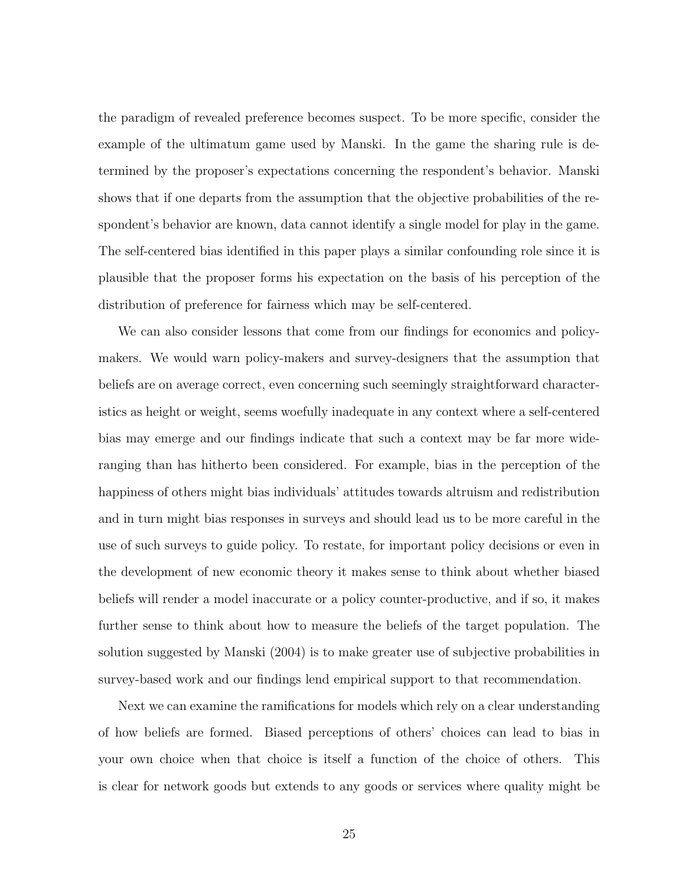the paradigm of revealed preference becomes suspect. To be more specific, consider the example of the ultimatum game used by Manski. In the game the sharing rule is determined by the proposer's expectations concerning the respondent's behavior. Manski shows that if one departs from the assumption that the objective probabilities of the respondent's behavior are known, data cannot identify a single model for play in the game. The self-centered bias identified in this paper plays a similar confounding role since it is plausible that the proposer forms his expectation on the basis of his perception of the distribution of preference for fairness which may be self-centered.

We can also consider lessons that come from our findings for economics and policy-makers. We would warn policy-makers and survey-designers that the assumption that beliefs are on average correct, even concerning such seemingly straightforward characteristics as height or weight, seems woefully inadequate in any context where a self-centered bias may emerge and our findings indicate that such a context may be far more wide-ranging than has hitherto been considered. For example, bias in the perception of the happiness of others might bias individuals' attitudes towards altruism and redistribution and in turn might bias responses in surveys and should lead us to be more careful in the use of such surveys to guide policy. To restate, for important policy decisions or even in the development of new economic theory it makes sense to think about whether biased beliefs will render a model inaccurate or a policy counter-productive, and if so, it makes further sense to think about how to measure the beliefs of the target population. The solution suggested by Manski (2004) is to make greater use of subjective probabilities in survey-based work and our findings lend empirical support to that recommendation.

Next we can examine the ramifications for models which rely on a clear understanding of how beliefs are formed. Biased perceptions of others' choices can lead to bias in your own choice when that choice is itself a function of the choice of others. This is clear for network goods but extends to any goods or services where quality might be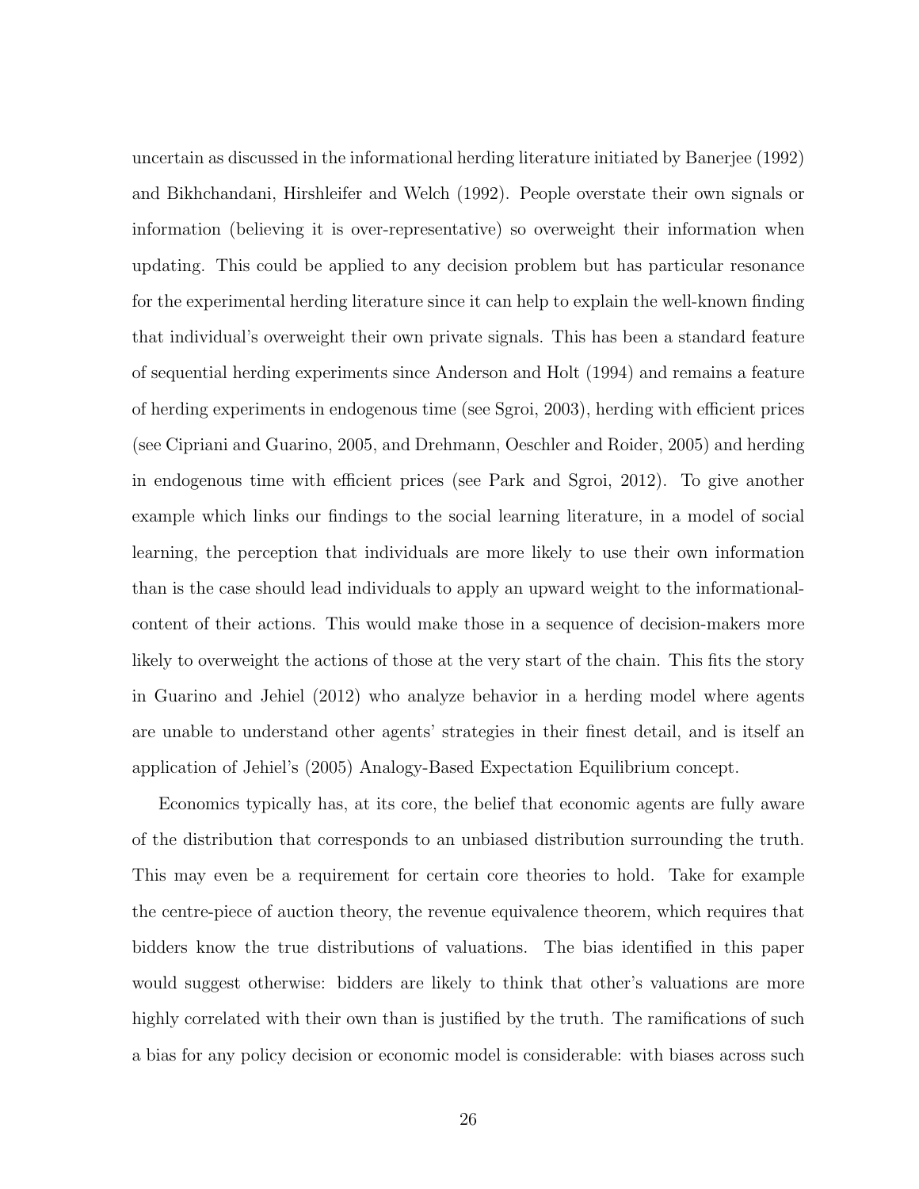uncertain as discussed in the informational herding literature initiated by Banerjee (1992) and Bikhchandani, Hirshleifer and Welch (1992). People overstate their own signals or information (believing it is over-representative) so overweight their information when updating. This could be applied to any decision problem but has particular resonance for the experimental herding literature since it can help to explain the well-known finding that individual's overweight their own private signals. This has been a standard feature of sequential herding experiments since Anderson and Holt (1994) and remains a feature of herding experiments in endogenous time (see Sgroi, 2003), herding with efficient prices (see Cipriani and Guarino, 2005, and Drehmann, Oeschler and Roider, 2005) and herding in endogenous time with efficient prices (see Park and Sgroi, 2012). To give another example which links our findings to the social learning literature, in a model of social learning, the perception that individuals are more likely to use their own information than is the case should lead individuals to apply an upward weight to the informational-content of their actions. This would make those in a sequence of decision-makers more likely to overweight the actions of those at the very start of the chain. This fits the story in Guarino and Jehiel (2012) who analyze behavior in a herding model where agents are unable to understand other agents' strategies in their finest detail, and is itself an application of Jehiel's (2005) Analogy-Based Expectation Equilibrium concept.

Economics typically has, at its core, the belief that economic agents are fully aware of the distribution that corresponds to an unbiased distribution surrounding the truth. This may even be a requirement for certain core theories to hold. Take for example the centre-piece of auction theory, the revenue equivalence theorem, which requires that bidders know the true distributions of valuations. The bias identified in this paper would suggest otherwise: bidders are likely to think that other's valuations are more highly correlated with their own than is justified by the truth. The ramifications of such a bias for any policy decision or economic model is considerable: with biases across such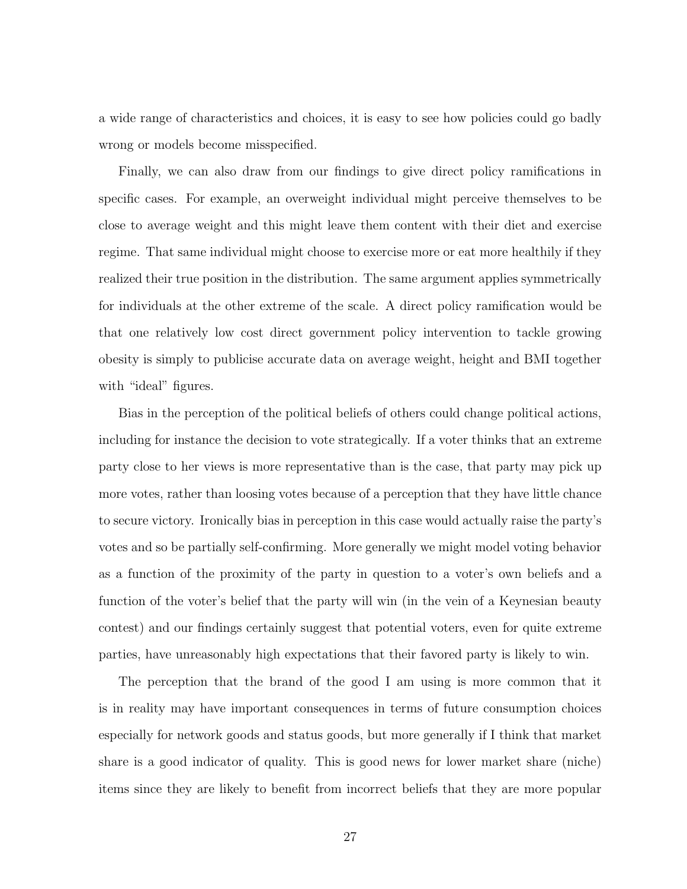a wide range of characteristics and choices, it is easy to see how policies could go badly wrong or models become misspecified.

Finally, we can also draw from our findings to give direct policy ramifications in specific cases. For example, an overweight individual might perceive themselves to be close to average weight and this might leave them content with their diet and exercise regime. That same individual might choose to exercise more or eat more healthily if they realized their true position in the distribution. The same argument applies symmetrically for individuals at the other extreme of the scale. A direct policy ramification would be that one relatively low cost direct government policy intervention to tackle growing obesity is simply to publicise accurate data on average weight, height and BMI together with "ideal" figures.

Bias in the perception of the political beliefs of others could change political actions, including for instance the decision to vote strategically. If a voter thinks that an extreme party close to her views is more representative than is the case, that party may pick up more votes, rather than loosing votes because of a perception that they have little chance to secure victory. Ironically bias in perception in this case would actually raise the party's votes and so be partially self-confirming. More generally we might model voting behavior as a function of the proximity of the party in question to a voter's own beliefs and a function of the voter's belief that the party will win (in the vein of a Keynesian beauty contest) and our findings certainly suggest that potential voters, even for quite extreme parties, have unreasonably high expectations that their favored party is likely to win.

The perception that the brand of the good I am using is more common that it is in reality may have important consequences in terms of future consumption choices especially for network goods and status goods, but more generally if I think that market share is a good indicator of quality. This is good news for lower market share (niche) items since they are likely to benefit from incorrect beliefs that they are more popular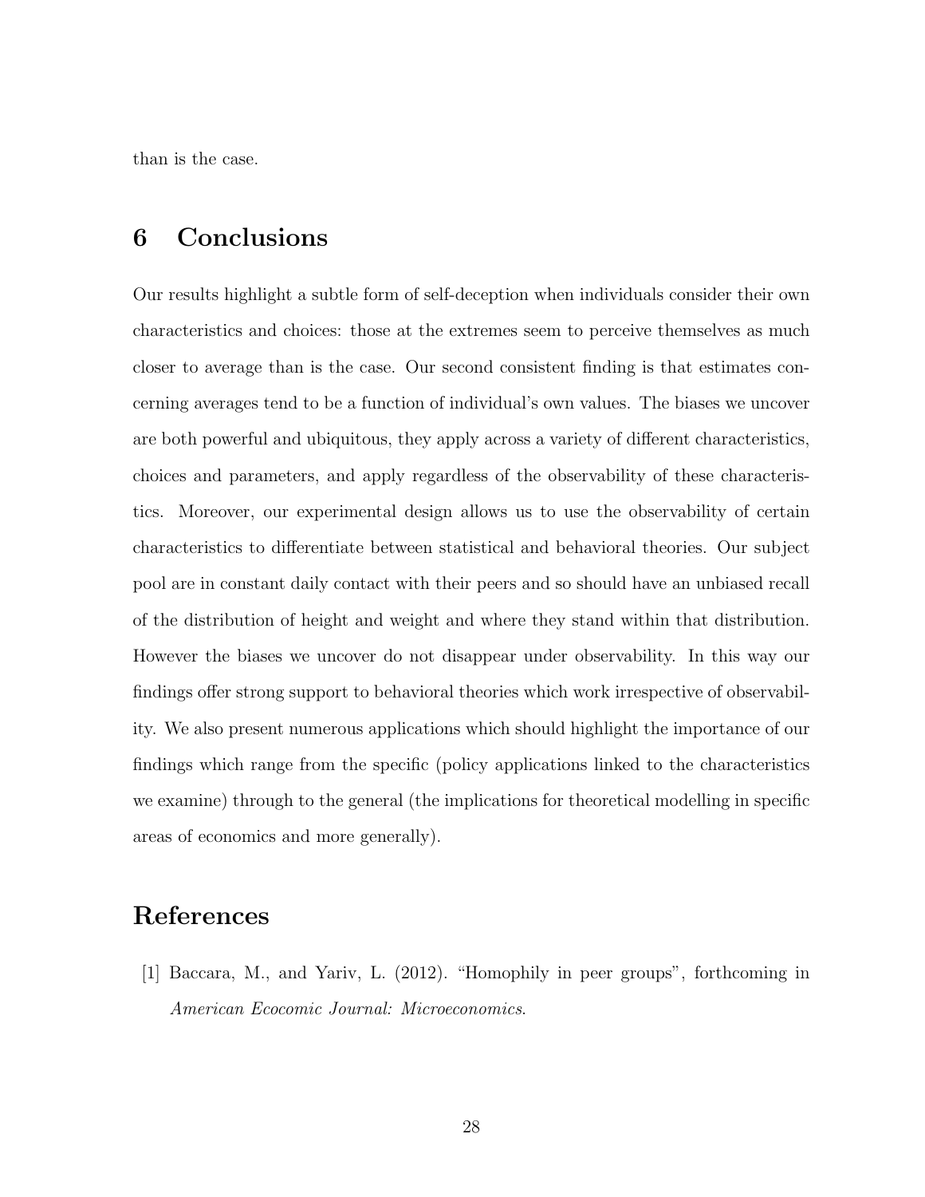than is the case.

## 6 Conclusions

Our results highlight a subtle form of self-deception when individuals consider their own characteristics and choices: those at the extremes seem to perceive themselves as much closer to average than is the case. Our second consistent finding is that estimates concerning averages tend to be a function of individual's own values. The biases we uncover are both powerful and ubiquitous, they apply across a variety of different characteristics, choices and parameters, and apply regardless of the observability of these characteristics. Moreover, our experimental design allows us to use the observability of certain characteristics to differentiate between statistical and behavioral theories. Our subject pool are in constant daily contact with their peers and so should have an unbiased recall of the distribution of height and weight and where they stand within that distribution. However the biases we uncover do not disappear under observability. In this way our findings offer strong support to behavioral theories which work irrespective of observability. We also present numerous applications which should highlight the importance of our findings which range from the specific (policy applications linked to the characteristics we examine) through to the general (the implications for theoretical modelling in specific areas of economics and more generally).

## References

[1] Baccara, M., and Yariv, L. (2012). "Homophily in peer groups", forthcoming in *American Ecocomic Journal: Microeconomics.*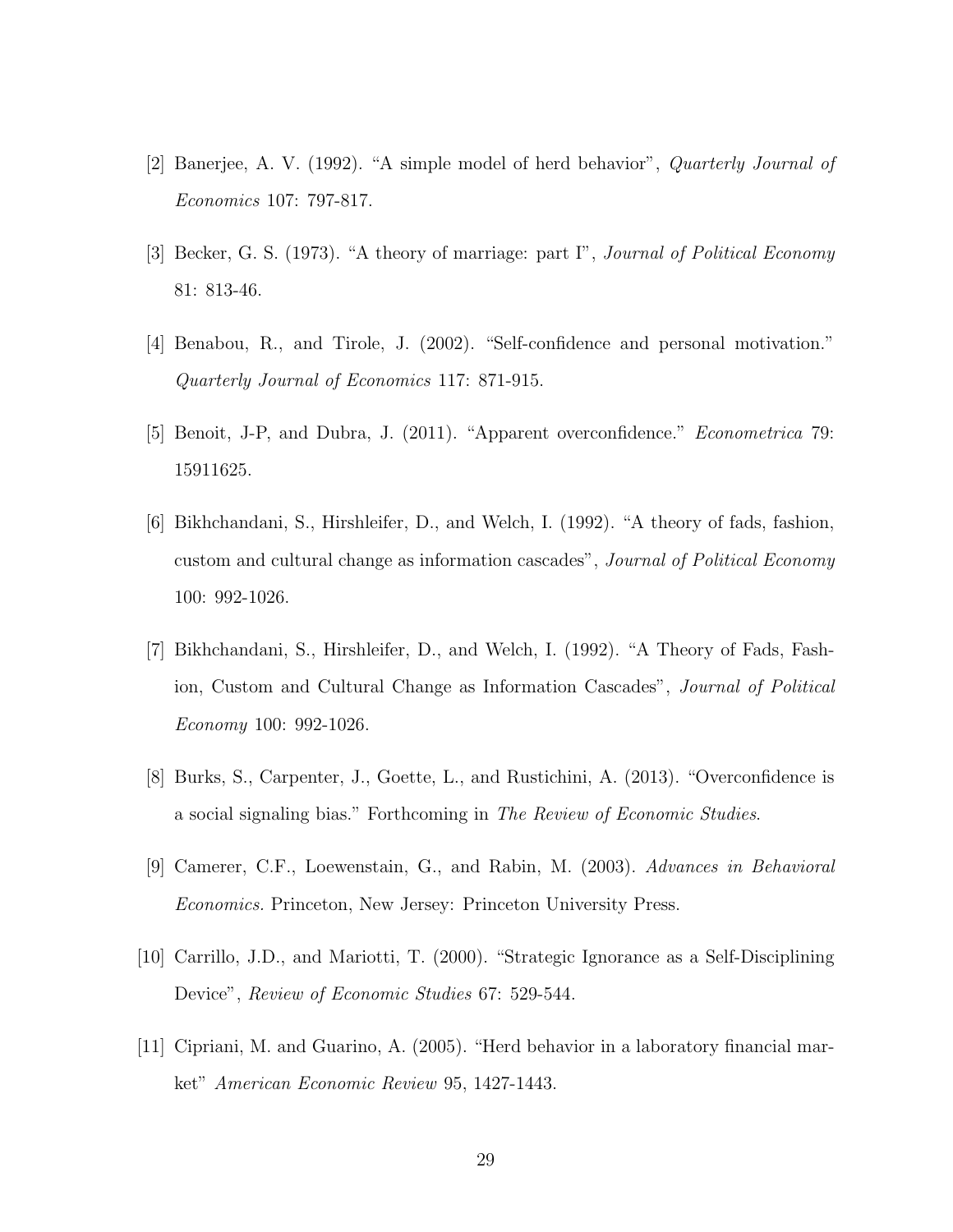[2] Banerjee, A. V. (1992). "A simple model of herd behavior", *Quarterly Journal of Economics* 107: 797-817.

[3] Becker, G. S. (1973). "A theory of marriage: part I", *Journal of Political Economy* 81: 813-46.

[4] Benabou, R., and Tirole, J. (2002). "Self-confidence and personal motivation." *Quarterly Journal of Economics* 117: 871-915.

[5] Benoit, J-P, and Dubra, J. (2011). "Apparent overconfidence." *Econometrica* 79: 15911625.

[6] Bikhchandani, S., Hirshleifer, D., and Welch, I. (1992). "A theory of fads, fashion, custom and cultural change as information cascades", *Journal of Political Economy* 100: 992-1026.

[7] Bikhchandani, S., Hirshleifer, D., and Welch, I. (1992). "A Theory of Fads, Fashion, Custom and Cultural Change as Information Cascades", *Journal of Political Economy* 100: 992-1026.

[8] Burks, S., Carpenter, J., Goette, L., and Rustichini, A. (2013). "Overconfidence is a social signaling bias." Forthcoming in *The Review of Economic Studies*.

[9] Camerer, C.F., Loewenstain, G., and Rabin, M. (2003). *Advances in Behavioral Economics.* Princeton, New Jersey: Princeton University Press.

[10] Carrillo, J.D., and Mariotti, T. (2000). "Strategic Ignorance as a Self-Disciplining Device", *Review of Economic Studies* 67: 529-544.

[11] Cipriani, M. and Guarino, A. (2005). "Herd behavior in a laboratory financial market" *American Economic Review* 95, 1427-1443.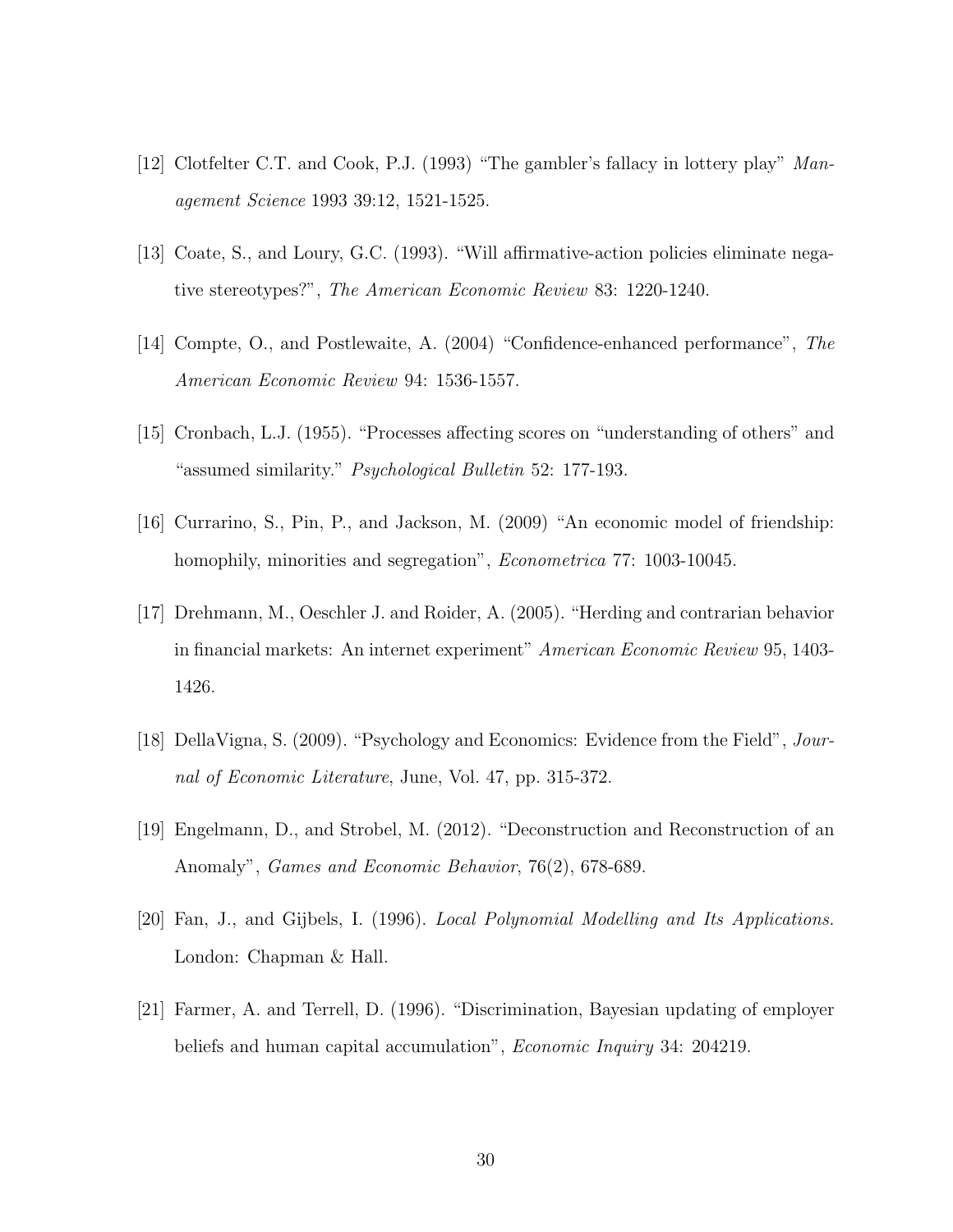[12] Clotfelter C.T. and Cook, P.J. (1993) "The gambler's fallacy in lottery play" *Management Science* 1993 39:12, 1521-1525.

[13] Coate, S., and Loury, G.C. (1993). "Will affirmative-action policies eliminate negative stereotypes?", *The American Economic Review* 83: 1220-1240.

[14] Compte, O., and Postlewaite, A. (2004) "Confidence-enhanced performance", *The American Economic Review* 94: 1536-1557.

[15] Cronbach, L.J. (1955). "Processes affecting scores on "understanding of others" and "assumed similarity." *Psychological Bulletin* 52: 177-193.

[16] Currarino, S., Pin, P., and Jackson, M. (2009) "An economic model of friendship: homophily, minorities and segregation", *Econometrica* 77: 1003-10045.

[17] Drehmann, M., Oeschler J. and Roider, A. (2005). "Herding and contrarian behavior in financial markets: An internet experiment" *American Economic Review* 95, 1403-1426.

[18] DellaVigna, S. (2009). "Psychology and Economics: Evidence from the Field", *Journal of Economic Literature*, June, Vol. 47, pp. 315-372.

[19] Engelmann, D., and Strobel, M. (2012). "Deconstruction and Reconstruction of an Anomaly", *Games and Economic Behavior*, 76(2), 678-689.

[20] Fan, J., and Gijbels, I. (1996). *Local Polynomial Modelling and Its Applications.* London: Chapman & Hall.

[21] Farmer, A. and Terrell, D. (1996). "Discrimination, Bayesian updating of employer beliefs and human capital accumulation", *Economic Inquiry* 34: 204219.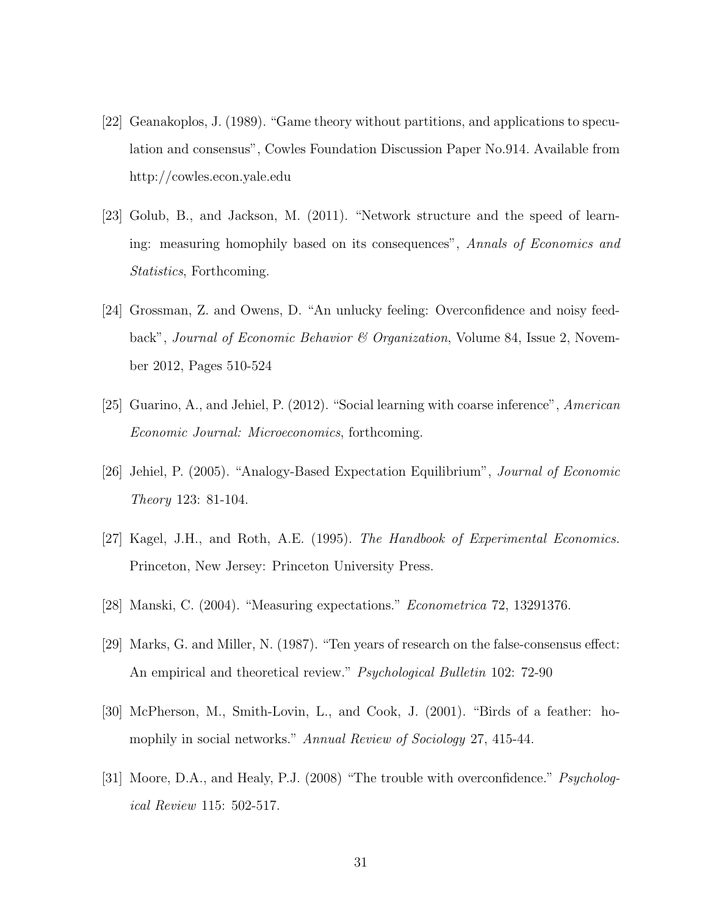[22] Geanakoplos, J. (1989). "Game theory without partitions, and applications to speculation and consensus", Cowles Foundation Discussion Paper No.914. Available from http://cowles.econ.yale.edu

[23] Golub, B., and Jackson, M. (2011). "Network structure and the speed of learning: measuring homophily based on its consequences", *Annals of Economics and Statistics*, Forthcoming.

[24] Grossman, Z. and Owens, D. "An unlucky feeling: Overconfidence and noisy feedback", *Journal of Economic Behavior & Organization*, Volume 84, Issue 2, November 2012, Pages 510-524

[25] Guarino, A., and Jehiel, P. (2012). "Social learning with coarse inference", *American Economic Journal: Microeconomics*, forthcoming.

[26] Jehiel, P. (2005). "Analogy-Based Expectation Equilibrium", *Journal of Economic Theory* 123: 81-104.

[27] Kagel, J.H., and Roth, A.E. (1995). *The Handbook of Experimental Economics.* Princeton, New Jersey: Princeton University Press.

[28] Manski, C. (2004). "Measuring expectations." *Econometrica* 72, 13291376.

[29] Marks, G. and Miller, N. (1987). "Ten years of research on the false-consensus effect: An empirical and theoretical review." *Psychological Bulletin* 102: 72-90

[30] McPherson, M., Smith-Lovin, L., and Cook, J. (2001). "Birds of a feather: homophily in social networks." *Annual Review of Sociology* 27, 415-44.

[31] Moore, D.A., and Healy, P.J. (2008) "The trouble with overconfidence." *Psychological Review* 115: 502-517.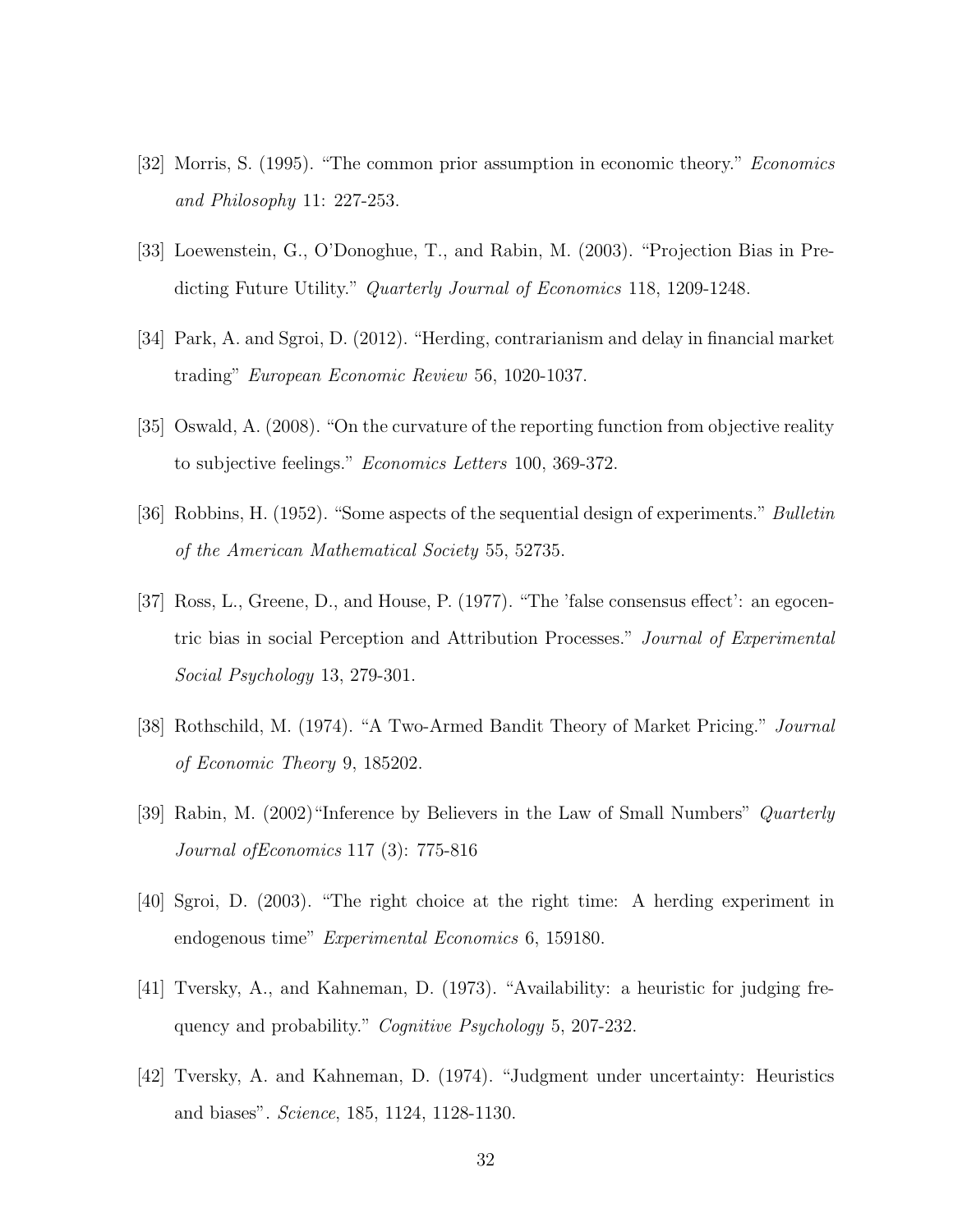[32] Morris, S. (1995). "The common prior assumption in economic theory." *Economics and Philosophy* 11: 227-253.

[33] Loewenstein, G., O'Donoghue, T., and Rabin, M. (2003). "Projection Bias in Predicting Future Utility." *Quarterly Journal of Economics* 118, 1209-1248.

[34] Park, A. and Sgroi, D. (2012). "Herding, contrarianism and delay in financial market trading" *European Economic Review* 56, 1020-1037.

[35] Oswald, A. (2008). "On the curvature of the reporting function from objective reality to subjective feelings." *Economics Letters* 100, 369-372.

[36] Robbins, H. (1952). "Some aspects of the sequential design of experiments." *Bulletin of the American Mathematical Society* 55, 52735.

[37] Ross, L., Greene, D., and House, P. (1977). "The 'false consensus effect': an egocentric bias in social Perception and Attribution Processes." *Journal of Experimental Social Psychology* 13, 279-301.

[38] Rothschild, M. (1974). "A Two-Armed Bandit Theory of Market Pricing." *Journal of Economic Theory* 9, 185202.

[39] Rabin, M. (2002)"Inference by Believers in the Law of Small Numbers" *Quarterly Journal ofEconomics* 117 (3): 775-816

[40] Sgroi, D. (2003). "The right choice at the right time: A herding experiment in endogenous time" *Experimental Economics* 6, 159180.

[41] Tversky, A., and Kahneman, D. (1973). "Availability: a heuristic for judging frequency and probability." *Cognitive Psychology* 5, 207-232.

[42] Tversky, A. and Kahneman, D. (1974). "Judgment under uncertainty: Heuristics and biases". *Science*, 185, 1124, 1128-1130.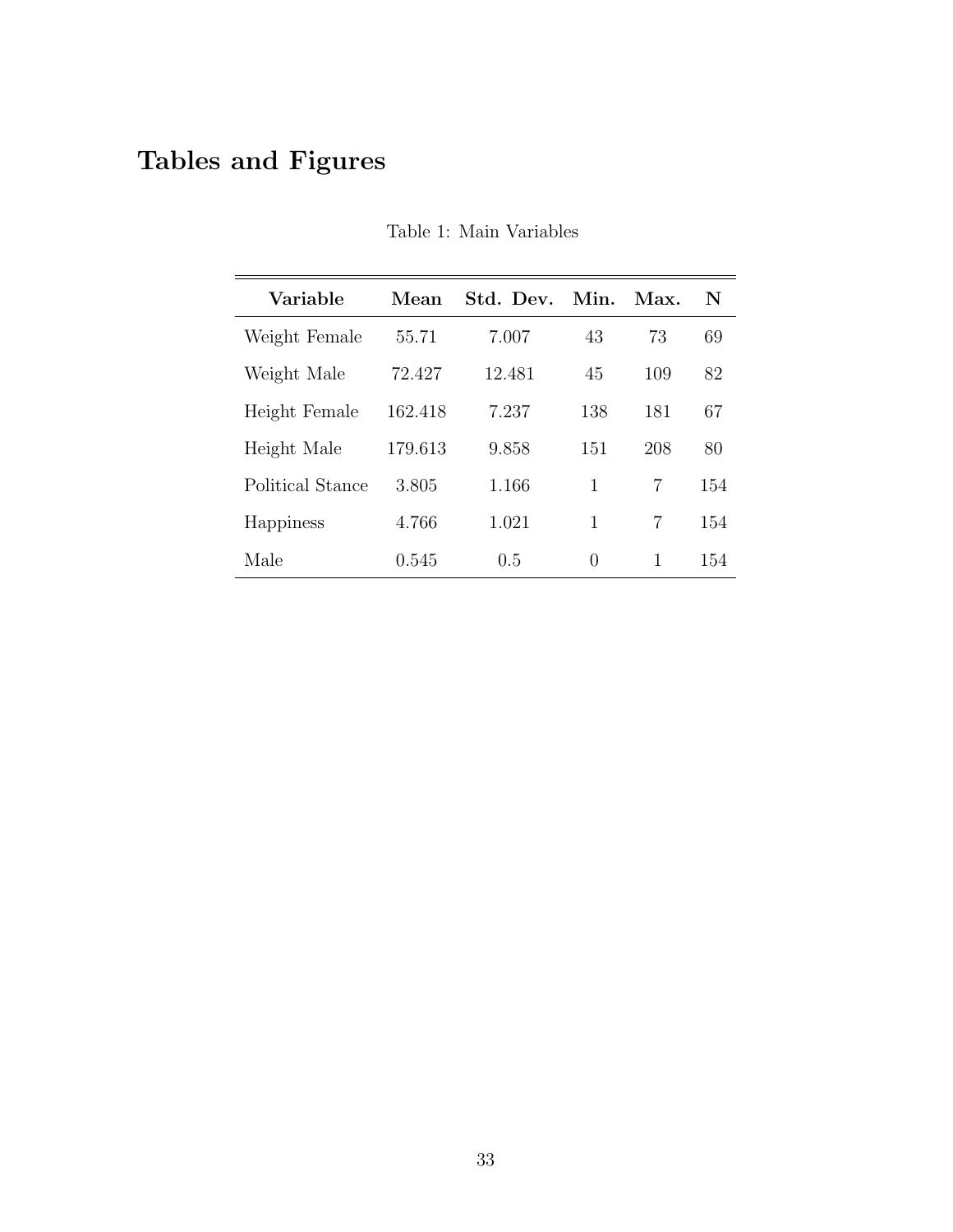# Tables and Figures

Table 1: Main Variables

| Variable | Mean | Std. Dev. | Min. | Max. | N |
|---|---|---|---|---|---|
| Weight Female | 55.71 | 7.007 | 43 | 73 | 69 |
| Weight Male | 72.427 | 12.481 | 45 | 109 | 82 |
| Height Female | 162.418 | 7.237 | 138 | 181 | 67 |
| Height Male | 179.613 | 9.858 | 151 | 208 | 80 |
| Political Stance | 3.805 | 1.166 | 1 | 7 | 154 |
| Happiness | 4.766 | 1.021 | 1 | 7 | 154 |
| Male | 0.545 | 0.5 | 0 | 1 | 154 |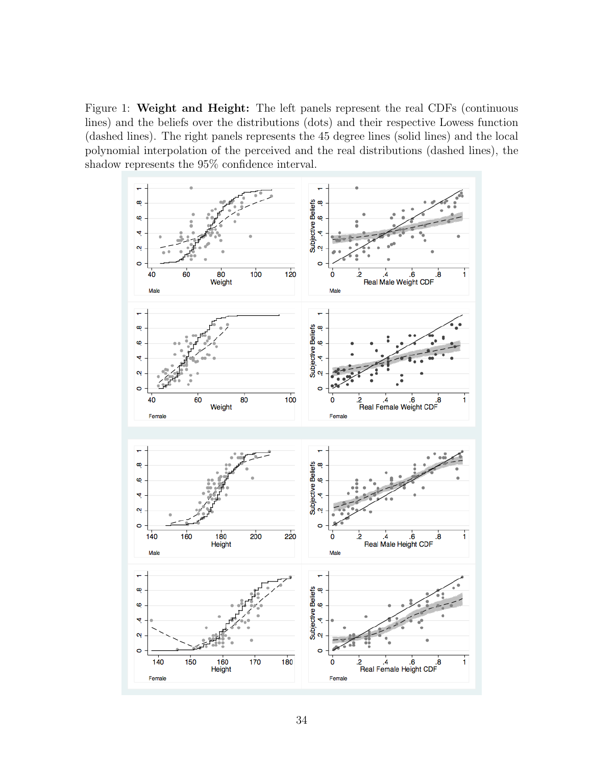Figure 1: **Weight and Height:** The left panels represent the real CDFs (continuous lines) and the beliefs over the distributions (dots) and their respective Lowess function (dashed lines). The right panels represents the 45 degree lines (solid lines) and the local polynomial interpolation of the perceived and the real distributions (dashed lines), the shadow represents the 95% confidence interval.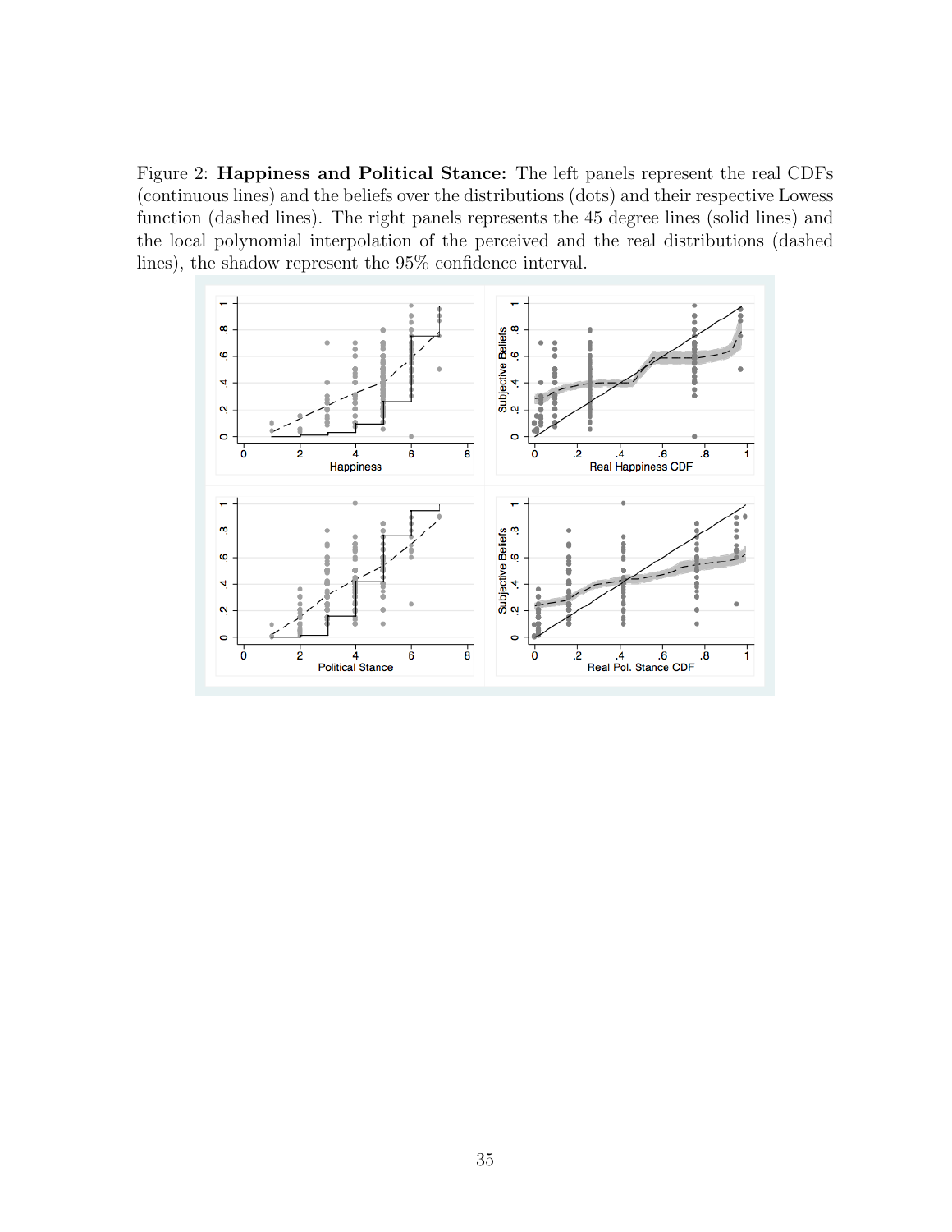Figure 2: **Happiness and Political Stance:** The left panels represent the real CDFs (continuous lines) and the beliefs over the distributions (dots) and their respective Lowess function (dashed lines). The right panels represents the 45 degree lines (solid lines) and the local polynomial interpolation of the perceived and the real distributions (dashed lines), the shadow represent the 95% confidence interval.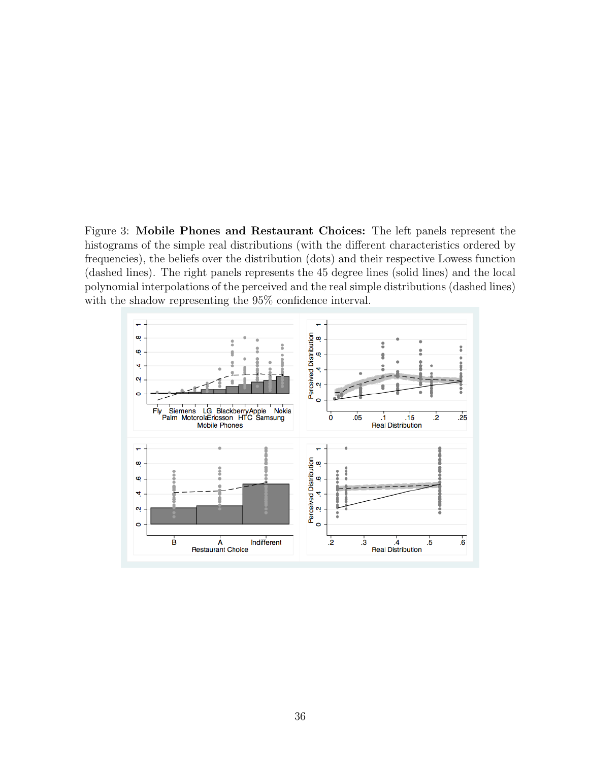Figure 3: **Mobile Phones and Restaurant Choices:** The left panels represent the histograms of the simple real distributions (with the different characteristics ordered by frequencies), the beliefs over the distribution (dots) and their respective Lowess function (dashed lines). The right panels represents the 45 degree lines (solid lines) and the local polynomial interpolations of the perceived and the real simple distributions (dashed lines) with the shadow representing the 95% confidence interval.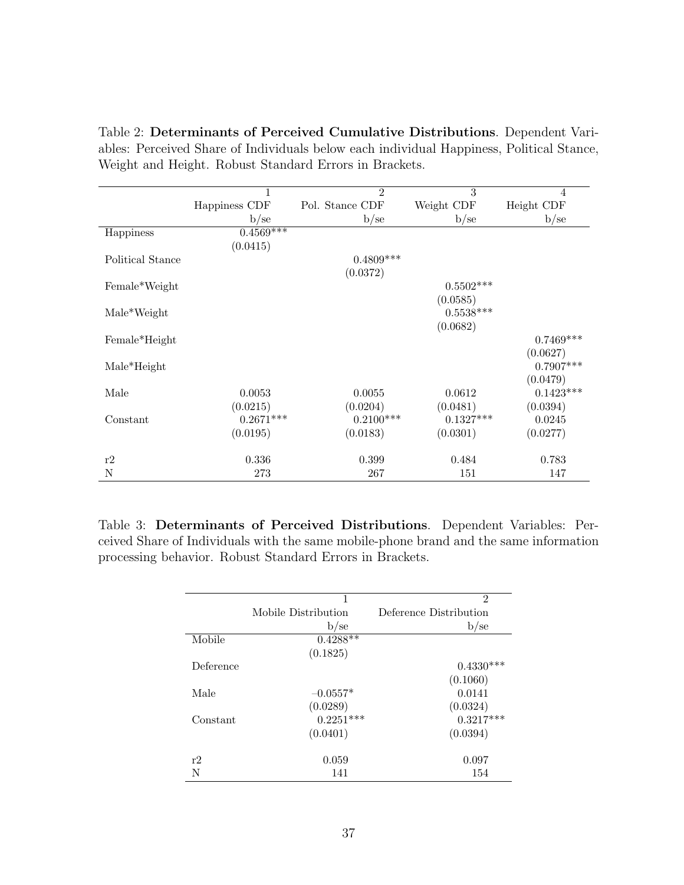Table 2: **Determinants of Perceived Cumulative Distributions**. Dependent Variables: Perceived Share of Individuals below each individual Happiness, Political Stance, Weight and Height. Robust Standard Errors in Brackets.

| | 1 | 2 | 3 | 4 |
|---|---|---|---|---|
| | Happiness CDF | Pol. Stance CDF | Weight CDF | Height CDF |
| | b/se | b/se | b/se | b/se |
| Happiness | 0.4569*** | | | |
| | (0.0415) | | | |
| Political Stance | | 0.4809*** | | |
| | | (0.0372) | | |
| Female*Weight | | | 0.5502*** | |
| | | | (0.0585) | |
| Male*Weight | | | 0.5538*** | |
| | | | (0.0682) | |
| Female*Height | | | | 0.7469*** |
| | | | | (0.0627) |
| Male*Height | | | | 0.7907*** |
| | | | | (0.0479) |
| Male | 0.0053 | 0.0055 | 0.0612 | 0.1423*** |
| | (0.0215) | (0.0204) | (0.0481) | (0.0394) |
| Constant | 0.2671*** | 0.2100*** | 0.1327*** | 0.0245 |
| | (0.0195) | (0.0183) | (0.0301) | (0.0277) |
| r2 | 0.336 | 0.399 | 0.484 | 0.783 |
| N | 273 | 267 | 151 | 147 |

Table 3: **Determinants of Perceived Distributions**. Dependent Variables: Perceived Share of Individuals with the same mobile-phone brand and the same information processing behavior. Robust Standard Errors in Brackets.

| | 1 | 2 |
|---|---|---|
| | Mobile Distribution | Deference Distribution |
| | b/se | b/se |
| Mobile | 0.4288** | |
| | (0.1825) | |
| Deference | | 0.4330*** |
| | | (0.1060) |
| Male | –0.0557* | 0.0141 |
| | (0.0289) | (0.0324) |
| Constant | 0.2251*** | 0.3217*** |
| | (0.0401) | (0.0394) |
| r2 | 0.059 | 0.097 |
| N | 141 | 154 |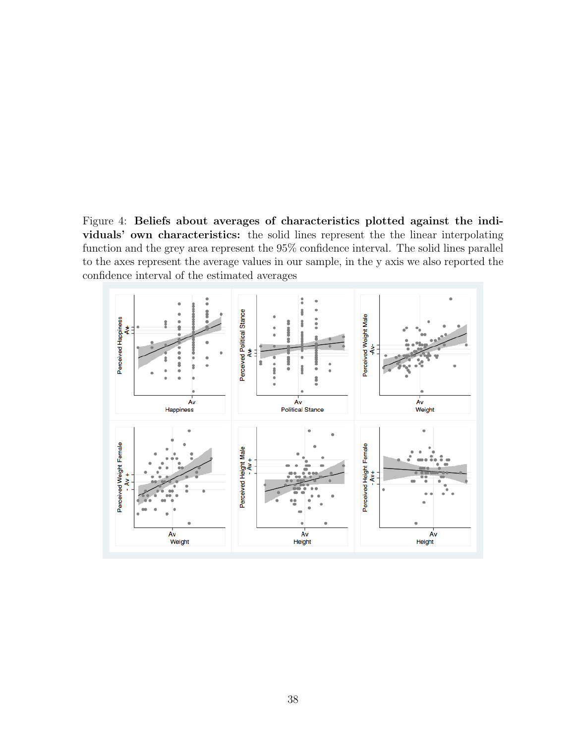Figure 4: **Beliefs about averages of characteristics plotted against the individuals' own characteristics:** the solid lines represent the the linear interpolating function and the grey area represent the 95% confidence interval. The solid lines parallel to the axes represent the average values in our sample, in the y axis we also reported the confidence interval of the estimated averages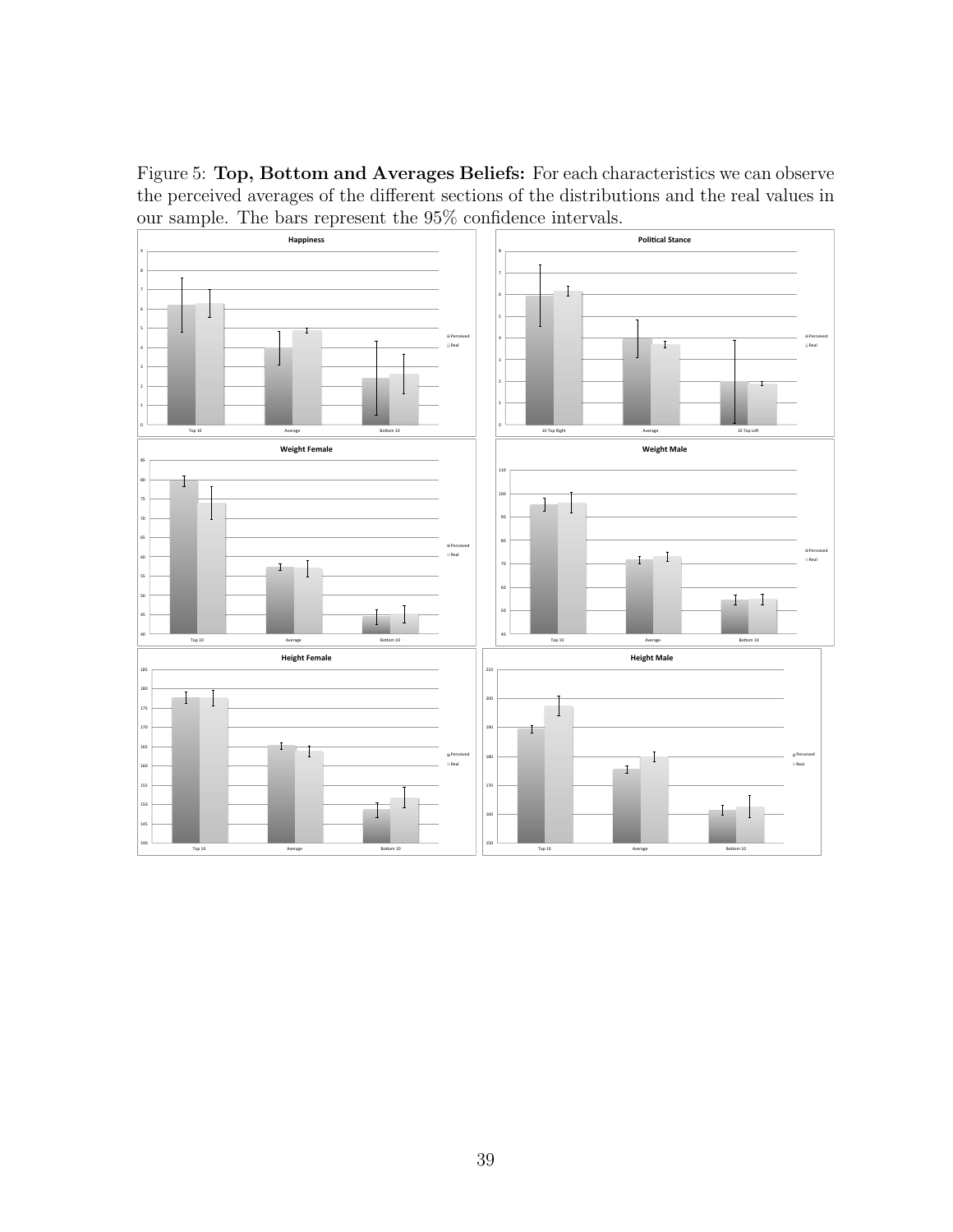Figure 5: **Top, Bottom and Averages Beliefs:** For each characteristics we can observe the perceived averages of the different sections of the distributions and the real values in our sample. The bars represent the 95% confidence intervals.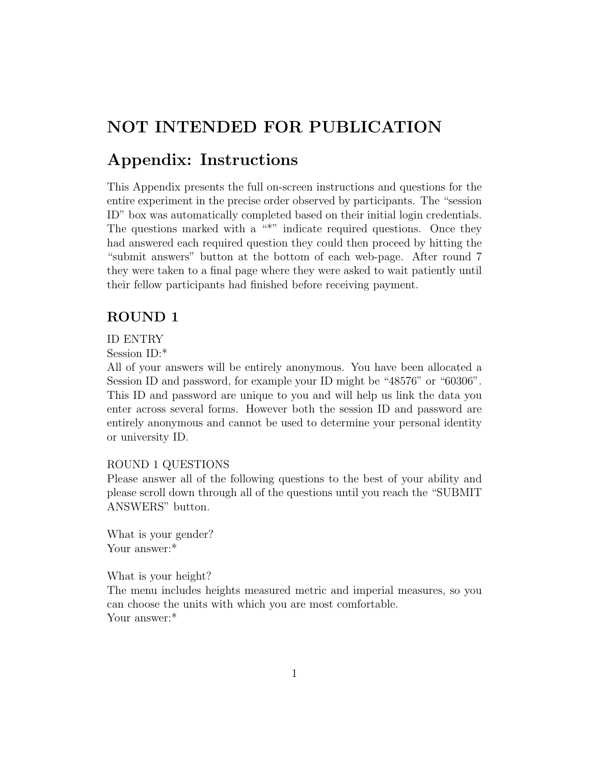# NOT INTENDED FOR PUBLICATION

# Appendix: Instructions

This Appendix presents the full on-screen instructions and questions for the entire experiment in the precise order observed by participants. The "session ID" box was automatically completed based on their initial login credentials. The questions marked with a "*" indicate required questions. Once they had answered each required question they could then proceed by hitting the "submit answers" button at the bottom of each web-page. After round 7 they were taken to a final page where they were asked to wait patiently until their fellow participants had finished before receiving payment.

## ROUND 1

ID ENTRY
Session ID:*
All of your answers will be entirely anonymous. You have been allocated a Session ID and password, for example your ID might be "48576" or "60306". This ID and password are unique to you and will help us link the data you enter across several forms. However both the session ID and password are entirely anonymous and cannot be used to determine your personal identity or university ID.

ROUND 1 QUESTIONS
Please answer all of the following questions to the best of your ability and please scroll down through all of the questions until you reach the "SUBMIT ANSWERS" button.

What is your gender?
Your answer:*

What is your height?
The menu includes heights measured metric and imperial measures, so you can choose the units with which you are most comfortable.
Your answer:*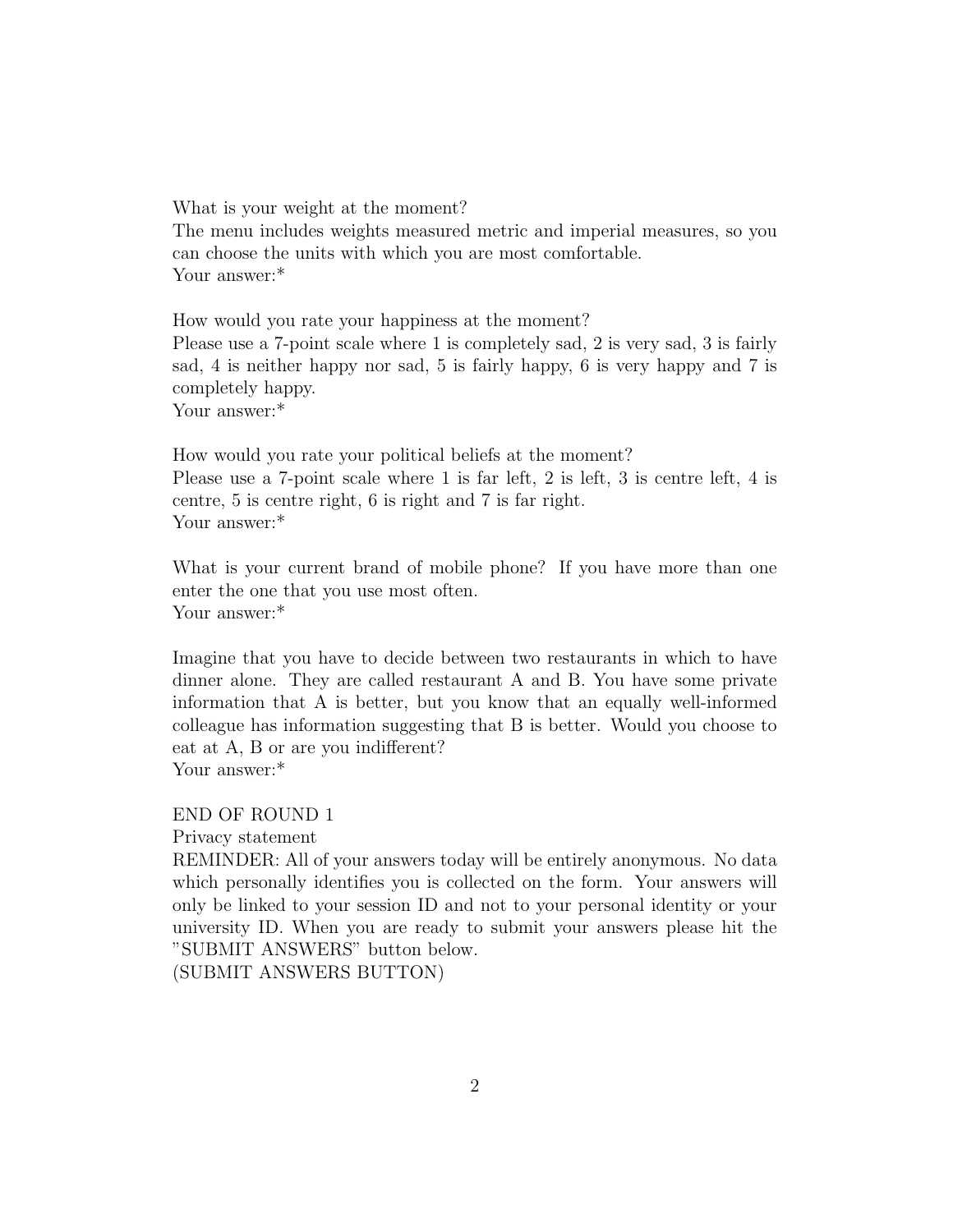What is your weight at the moment?
The menu includes weights measured metric and imperial measures, so you can choose the units with which you are most comfortable.
Your answer:*

How would you rate your happiness at the moment?
Please use a 7-point scale where 1 is completely sad, 2 is very sad, 3 is fairly sad, 4 is neither happy nor sad, 5 is fairly happy, 6 is very happy and 7 is completely happy.
Your answer:*

How would you rate your political beliefs at the moment?
Please use a 7-point scale where 1 is far left, 2 is left, 3 is centre left, 4 is centre, 5 is centre right, 6 is right and 7 is far right.
Your answer:*

What is your current brand of mobile phone? If you have more than one enter the one that you use most often.
Your answer:*

Imagine that you have to decide between two restaurants in which to have dinner alone. They are called restaurant A and B. You have some private information that A is better, but you know that an equally well-informed colleague has information suggesting that B is better. Would you choose to eat at A, B or are you indifferent?
Your answer:*

END OF ROUND 1
Privacy statement
REMINDER: All of your answers today will be entirely anonymous. No data which personally identifies you is collected on the form. Your answers will only be linked to your session ID and not to your personal identity or your university ID. When you are ready to submit your answers please hit the "SUBMIT ANSWERS" button below.
(SUBMIT ANSWERS BUTTON)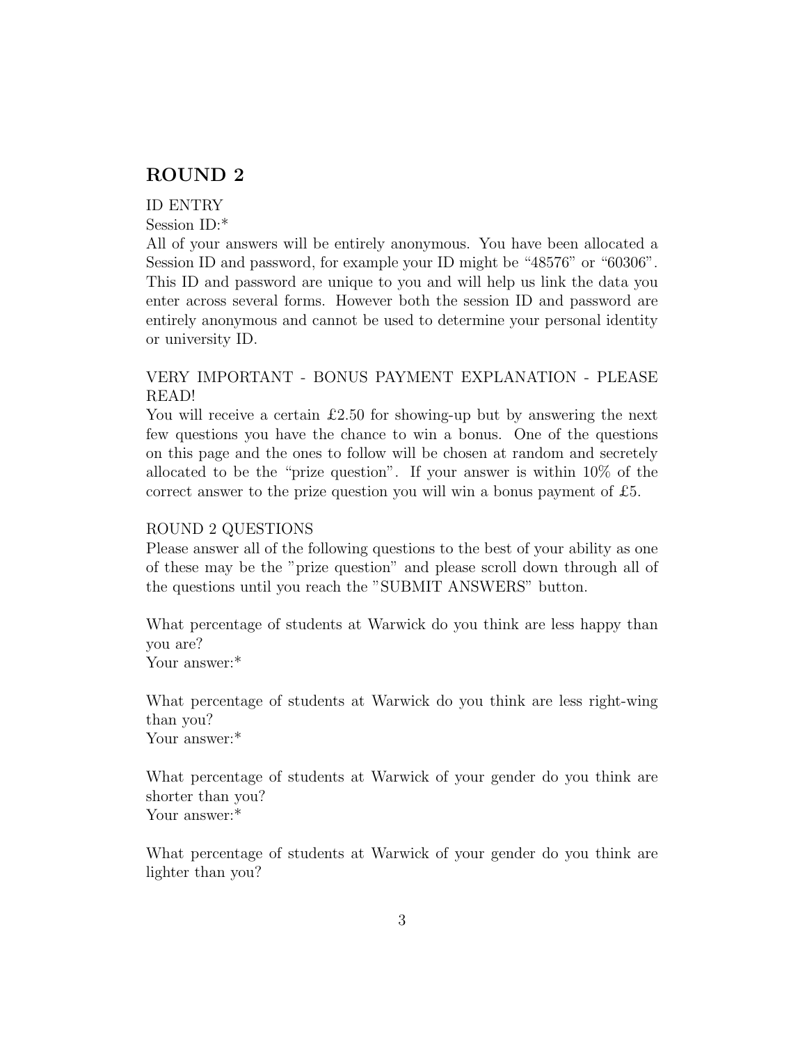## ROUND 2

ID ENTRY

Session ID:*

All of your answers will be entirely anonymous. You have been allocated a Session ID and password, for example your ID might be "48576" or "60306". This ID and password are unique to you and will help us link the data you enter across several forms. However both the session ID and password are entirely anonymous and cannot be used to determine your personal identity or university ID.

VERY IMPORTANT - BONUS PAYMENT EXPLANATION - PLEASE READ!

You will receive a certain £2.50 for showing-up but by answering the next few questions you have the chance to win a bonus. One of the questions on this page and the ones to follow will be chosen at random and secretely allocated to be the "prize question". If your answer is within 10% of the correct answer to the prize question you will win a bonus payment of £5.

ROUND 2 QUESTIONS

Please answer all of the following questions to the best of your ability as one of these may be the "prize question" and please scroll down through all of the questions until you reach the "SUBMIT ANSWERS" button.

What percentage of students at Warwick do you think are less happy than you are?

Your answer:*

What percentage of students at Warwick do you think are less right-wing than you?

Your answer:*

What percentage of students at Warwick of your gender do you think are shorter than you?

Your answer:*

What percentage of students at Warwick of your gender do you think are lighter than you?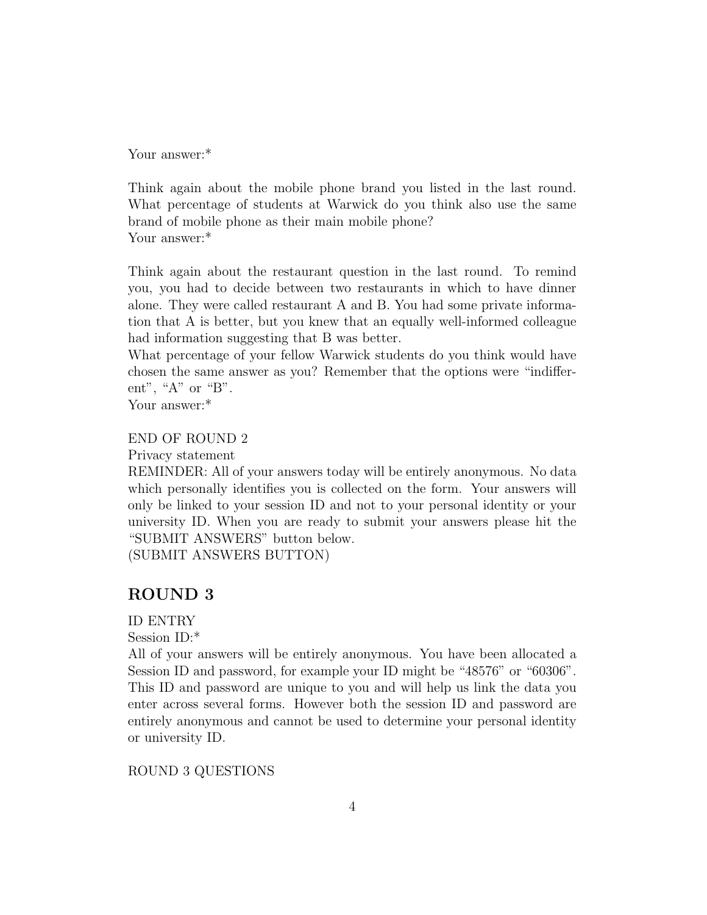Your answer:*

Think again about the mobile phone brand you listed in the last round. What percentage of students at Warwick do you think also use the same brand of mobile phone as their main mobile phone?
Your answer:*

Think again about the restaurant question in the last round. To remind you, you had to decide between two restaurants in which to have dinner alone. They were called restaurant A and B. You had some private information that A is better, but you knew that an equally well-informed colleague had information suggesting that B was better.
What percentage of your fellow Warwick students do you think would have chosen the same answer as you? Remember that the options were "indifferent", "A" or "B".
Your answer:*

END OF ROUND 2
Privacy statement
REMINDER: All of your answers today will be entirely anonymous. No data which personally identifies you is collected on the form. Your answers will only be linked to your session ID and not to your personal identity or your university ID. When you are ready to submit your answers please hit the "SUBMIT ANSWERS" button below.
(SUBMIT ANSWERS BUTTON)

## ROUND 3

ID ENTRY
Session ID:*
All of your answers will be entirely anonymous. You have been allocated a Session ID and password, for example your ID might be "48576" or "60306". This ID and password are unique to you and will help us link the data you enter across several forms. However both the session ID and password are entirely anonymous and cannot be used to determine your personal identity or university ID.

ROUND 3 QUESTIONS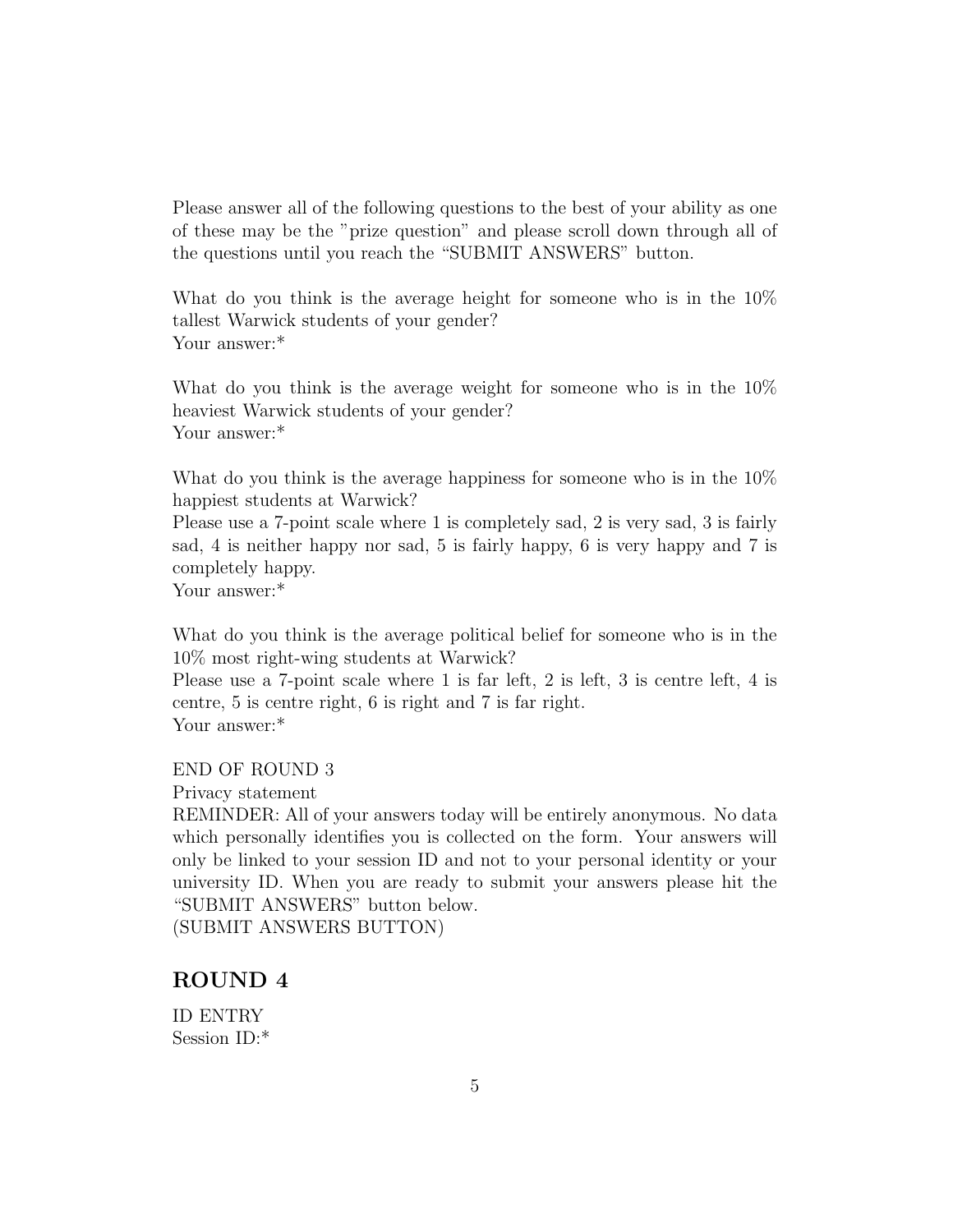Please answer all of the following questions to the best of your ability as one of these may be the "prize question" and please scroll down through all of the questions until you reach the "SUBMIT ANSWERS" button.

What do you think is the average height for someone who is in the 10% tallest Warwick students of your gender?
Your answer:*

What do you think is the average weight for someone who is in the 10% heaviest Warwick students of your gender?
Your answer:*

What do you think is the average happiness for someone who is in the 10% happiest students at Warwick?
Please use a 7-point scale where 1 is completely sad, 2 is very sad, 3 is fairly sad, 4 is neither happy nor sad, 5 is fairly happy, 6 is very happy and 7 is completely happy.
Your answer:*

What do you think is the average political belief for someone who is in the 10% most right-wing students at Warwick?
Please use a 7-point scale where 1 is far left, 2 is left, 3 is centre left, 4 is centre, 5 is centre right, 6 is right and 7 is far right.
Your answer:*

END OF ROUND 3
Privacy statement
REMINDER: All of your answers today will be entirely anonymous. No data which personally identifies you is collected on the form. Your answers will only be linked to your session ID and not to your personal identity or your university ID. When you are ready to submit your answers please hit the "SUBMIT ANSWERS" button below.
(SUBMIT ANSWERS BUTTON)

## ROUND 4

ID ENTRY
Session ID:*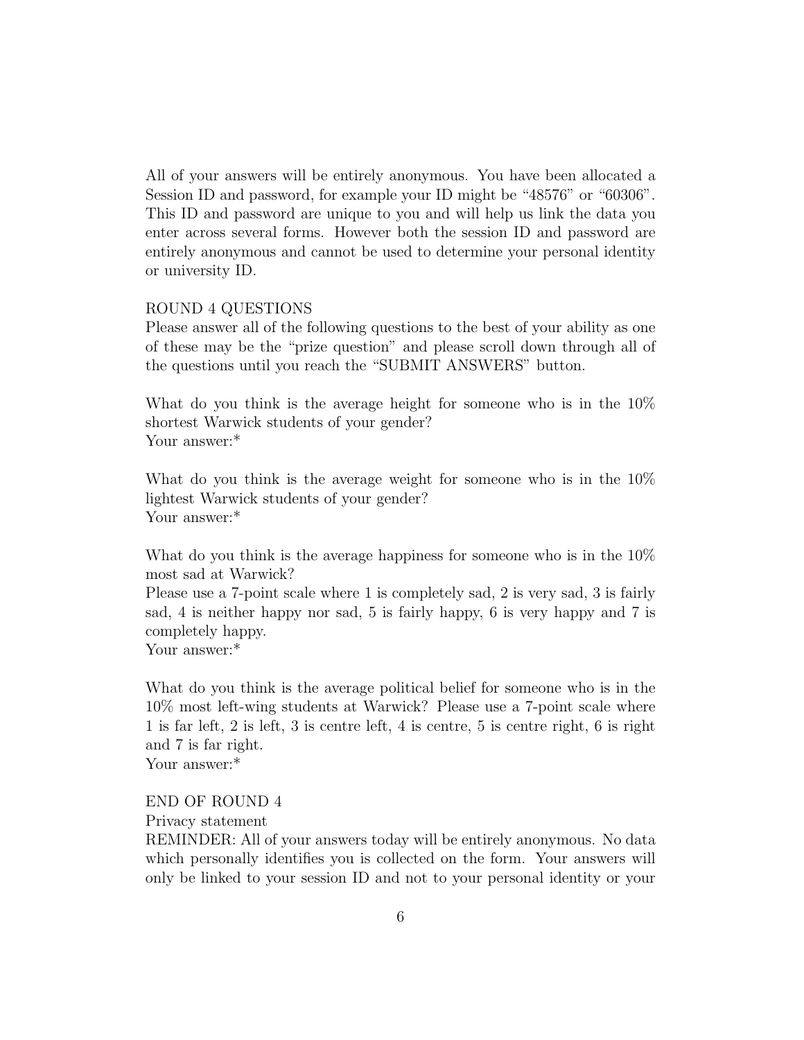All of your answers will be entirely anonymous. You have been allocated a Session ID and password, for example your ID might be "48576" or "60306". This ID and password are unique to you and will help us link the data you enter across several forms. However both the session ID and password are entirely anonymous and cannot be used to determine your personal identity or university ID.

ROUND 4 QUESTIONS

Please answer all of the following questions to the best of your ability as one of these may be the "prize question" and please scroll down through all of the questions until you reach the "SUBMIT ANSWERS" button.

What do you think is the average height for someone who is in the 10% shortest Warwick students of your gender?
Your answer:*

What do you think is the average weight for someone who is in the 10% lightest Warwick students of your gender?
Your answer:*

What do you think is the average happiness for someone who is in the 10% most sad at Warwick?
Please use a 7-point scale where 1 is completely sad, 2 is very sad, 3 is fairly sad, 4 is neither happy nor sad, 5 is fairly happy, 6 is very happy and 7 is completely happy.
Your answer:*

What do you think is the average political belief for someone who is in the 10% most left-wing students at Warwick? Please use a 7-point scale where 1 is far left, 2 is left, 3 is centre left, 4 is centre, 5 is centre right, 6 is right and 7 is far right.
Your answer:*

END OF ROUND 4

Privacy statement

REMINDER: All of your answers today will be entirely anonymous. No data which personally identifies you is collected on the form. Your answers will only be linked to your session ID and not to your personal identity or your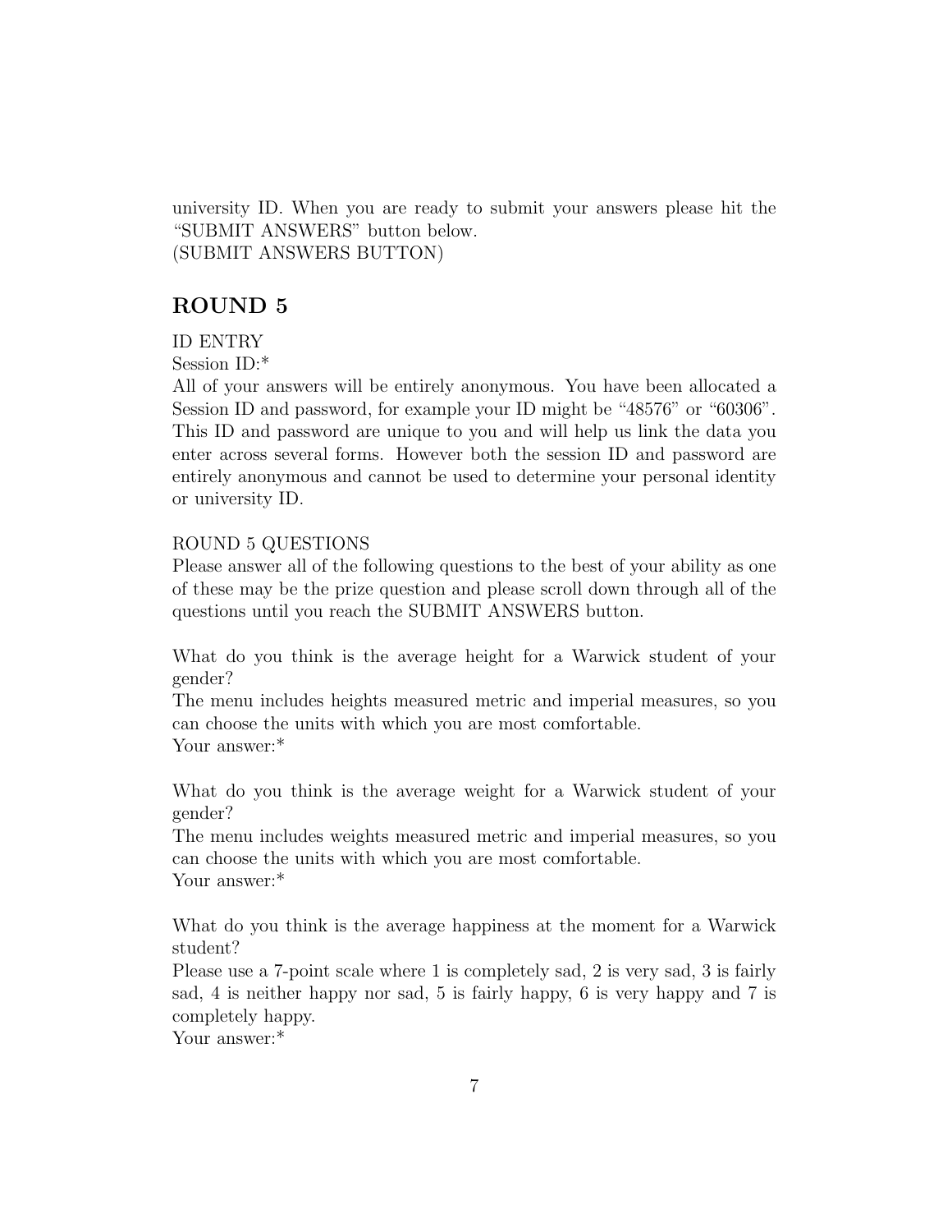university ID. When you are ready to submit your answers please hit the "SUBMIT ANSWERS" button below.
(SUBMIT ANSWERS BUTTON)

## ROUND 5

ID ENTRY
Session ID:*
All of your answers will be entirely anonymous. You have been allocated a Session ID and password, for example your ID might be "48576" or "60306". This ID and password are unique to you and will help us link the data you enter across several forms. However both the session ID and password are entirely anonymous and cannot be used to determine your personal identity or university ID.

ROUND 5 QUESTIONS
Please answer all of the following questions to the best of your ability as one of these may be the prize question and please scroll down through all of the questions until you reach the SUBMIT ANSWERS button.

What do you think is the average height for a Warwick student of your gender?
The menu includes heights measured metric and imperial measures, so you can choose the units with which you are most comfortable.
Your answer:*

What do you think is the average weight for a Warwick student of your gender?
The menu includes weights measured metric and imperial measures, so you can choose the units with which you are most comfortable.
Your answer:*

What do you think is the average happiness at the moment for a Warwick student?
Please use a 7-point scale where 1 is completely sad, 2 is very sad, 3 is fairly sad, 4 is neither happy nor sad, 5 is fairly happy, 6 is very happy and 7 is completely happy.
Your answer:*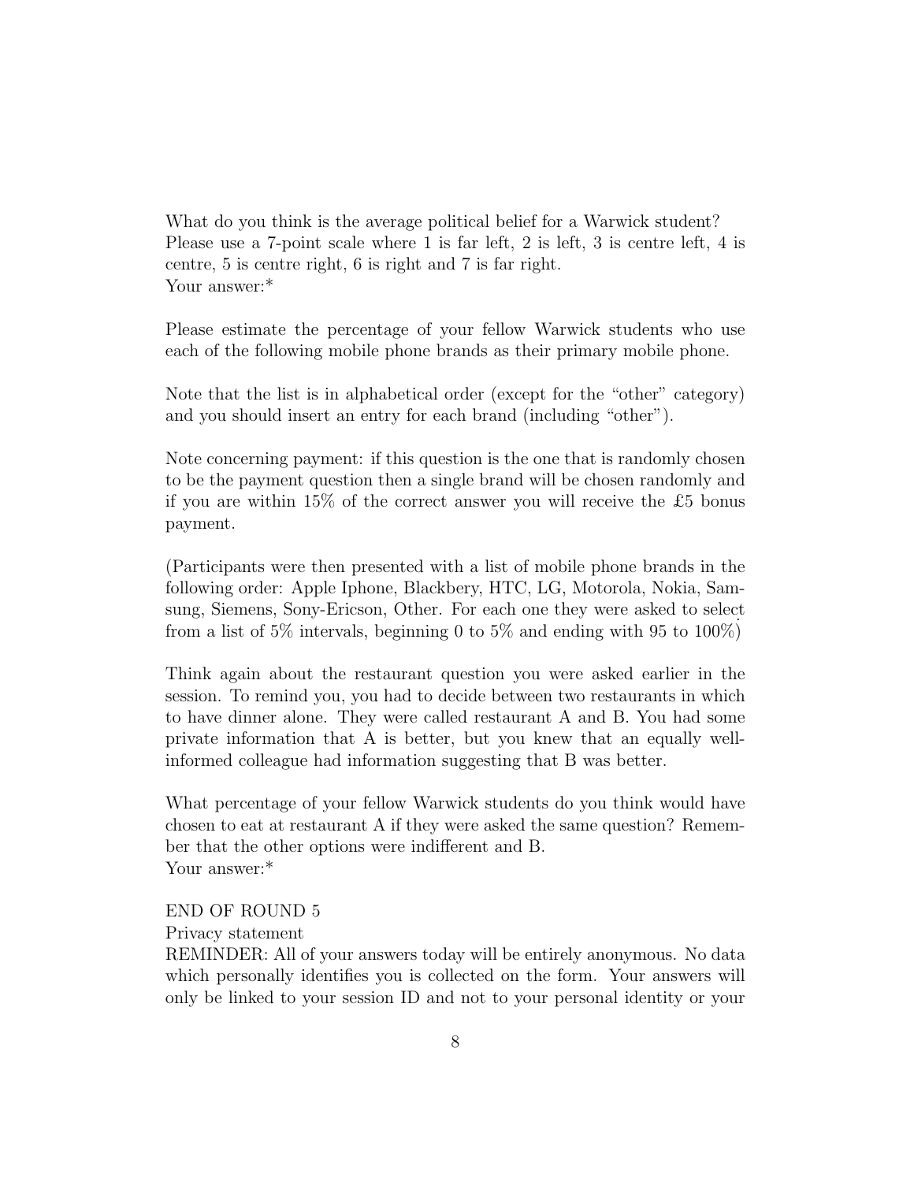What do you think is the average political belief for a Warwick student? Please use a 7-point scale where 1 is far left, 2 is left, 3 is centre left, 4 is centre, 5 is centre right, 6 is right and 7 is far right.
Your answer:*

Please estimate the percentage of your fellow Warwick students who use each of the following mobile phone brands as their primary mobile phone.

Note that the list is in alphabetical order (except for the "other" category) and you should insert an entry for each brand (including "other").

Note concerning payment: if this question is the one that is randomly chosen to be the payment question then a single brand will be chosen randomly and if you are within 15% of the correct answer you will receive the £5 bonus payment.

(Participants were then presented with a list of mobile phone brands in the following order: Apple Iphone, Blackbery, HTC, LG, Motorola, Nokia, Samsung, Siemens, Sony-Ericson, Other. For each one they were asked to select from a list of 5% intervals, beginning 0 to 5% and ending with 95 to 100%)

Think again about the restaurant question you were asked earlier in the session. To remind you, you had to decide between two restaurants in which to have dinner alone. They were called restaurant A and B. You had some private information that A is better, but you knew that an equally well-informed colleague had information suggesting that B was better.

What percentage of your fellow Warwick students do you think would have chosen to eat at restaurant A if they were asked the same question? Remember that the other options were indifferent and B.
Your answer:*

END OF ROUND 5

Privacy statement

REMINDER: All of your answers today will be entirely anonymous. No data which personally identifies you is collected on the form. Your answers will only be linked to your session ID and not to your personal identity or your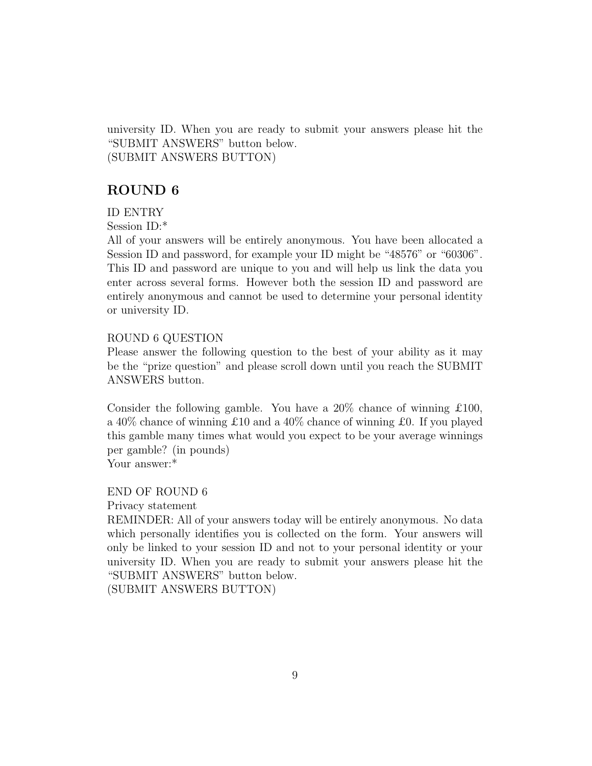university ID. When you are ready to submit your answers please hit the "SUBMIT ANSWERS" button below.
(SUBMIT ANSWERS BUTTON)

## ROUND 6

ID ENTRY
Session ID:*
All of your answers will be entirely anonymous. You have been allocated a Session ID and password, for example your ID might be "48576" or "60306". This ID and password are unique to you and will help us link the data you enter across several forms. However both the session ID and password are entirely anonymous and cannot be used to determine your personal identity or university ID.

ROUND 6 QUESTION
Please answer the following question to the best of your ability as it may be the "prize question" and please scroll down until you reach the SUBMIT ANSWERS button.

Consider the following gamble. You have a 20% chance of winning £100, a 40% chance of winning £10 and a 40% chance of winning £0. If you played this gamble many times what would you expect to be your average winnings per gamble? (in pounds)
Your answer:*

END OF ROUND 6
Privacy statement
REMINDER: All of your answers today will be entirely anonymous. No data which personally identifies you is collected on the form. Your answers will only be linked to your session ID and not to your personal identity or your university ID. When you are ready to submit your answers please hit the "SUBMIT ANSWERS" button below.
(SUBMIT ANSWERS BUTTON)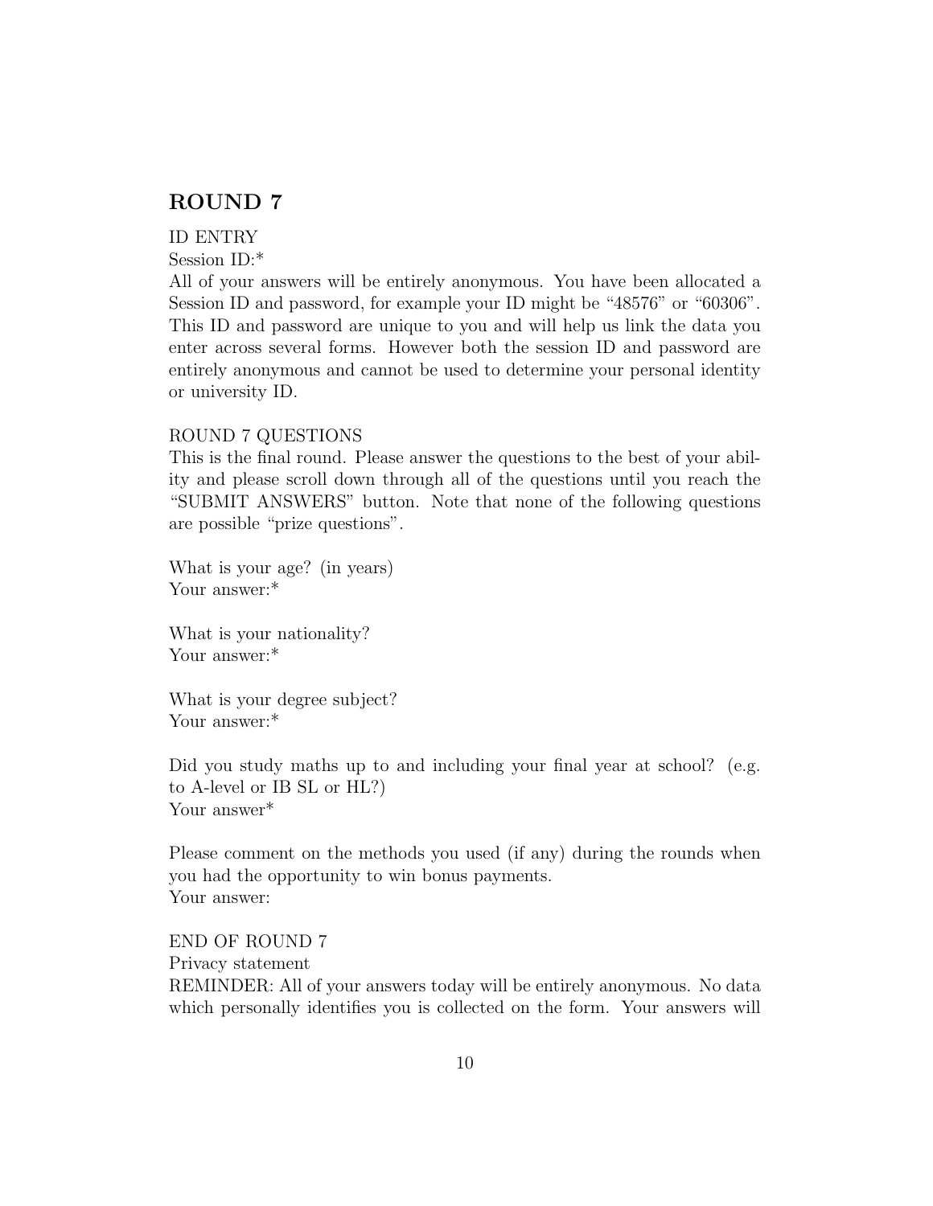## ROUND 7

ID ENTRY
Session ID:*
All of your answers will be entirely anonymous. You have been allocated a Session ID and password, for example your ID might be "48576" or "60306". This ID and password are unique to you and will help us link the data you enter across several forms. However both the session ID and password are entirely anonymous and cannot be used to determine your personal identity or university ID.

ROUND 7 QUESTIONS
This is the final round. Please answer the questions to the best of your ability and please scroll down through all of the questions until you reach the "SUBMIT ANSWERS" button. Note that none of the following questions are possible "prize questions".

What is your age? (in years)
Your answer:*

What is your nationality?
Your answer:*

What is your degree subject?
Your answer:*

Did you study maths up to and including your final year at school? (e.g. to A-level or IB SL or HL?)
Your answer*

Please comment on the methods you used (if any) during the rounds when you had the opportunity to win bonus payments.
Your answer:

END OF ROUND 7
Privacy statement
REMINDER: All of your answers today will be entirely anonymous. No data which personally identifies you is collected on the form. Your answers will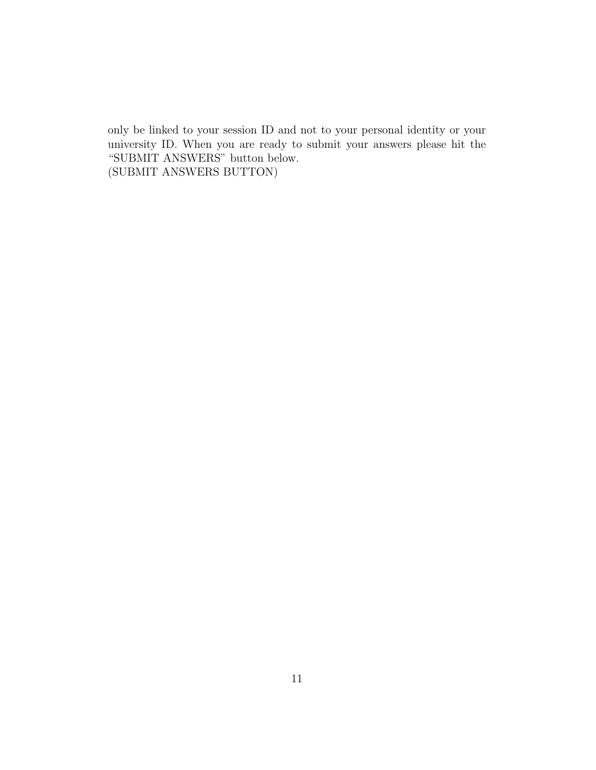only be linked to your session ID and not to your personal identity or your university ID. When you are ready to submit your answers please hit the "SUBMIT ANSWERS" button below.
(SUBMIT ANSWERS BUTTON)